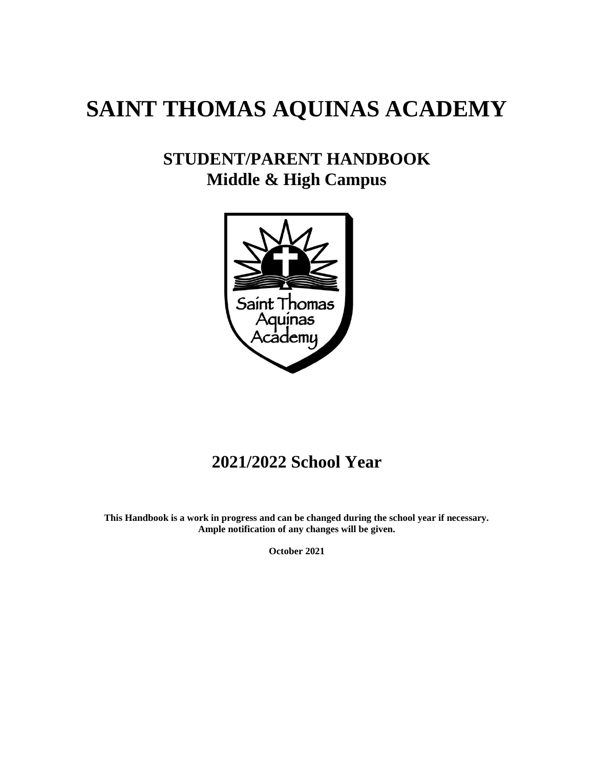# SAINT THOMAS AQUINAS ACADEMY

## STUDENT/PARENT HANDBOOK
## Middle & High Campus

## 2021/2022 School Year

**This Handbook is a work in progress and can be changed during the school year if necessary. Ample notification of any changes will be given.**

**October 2021**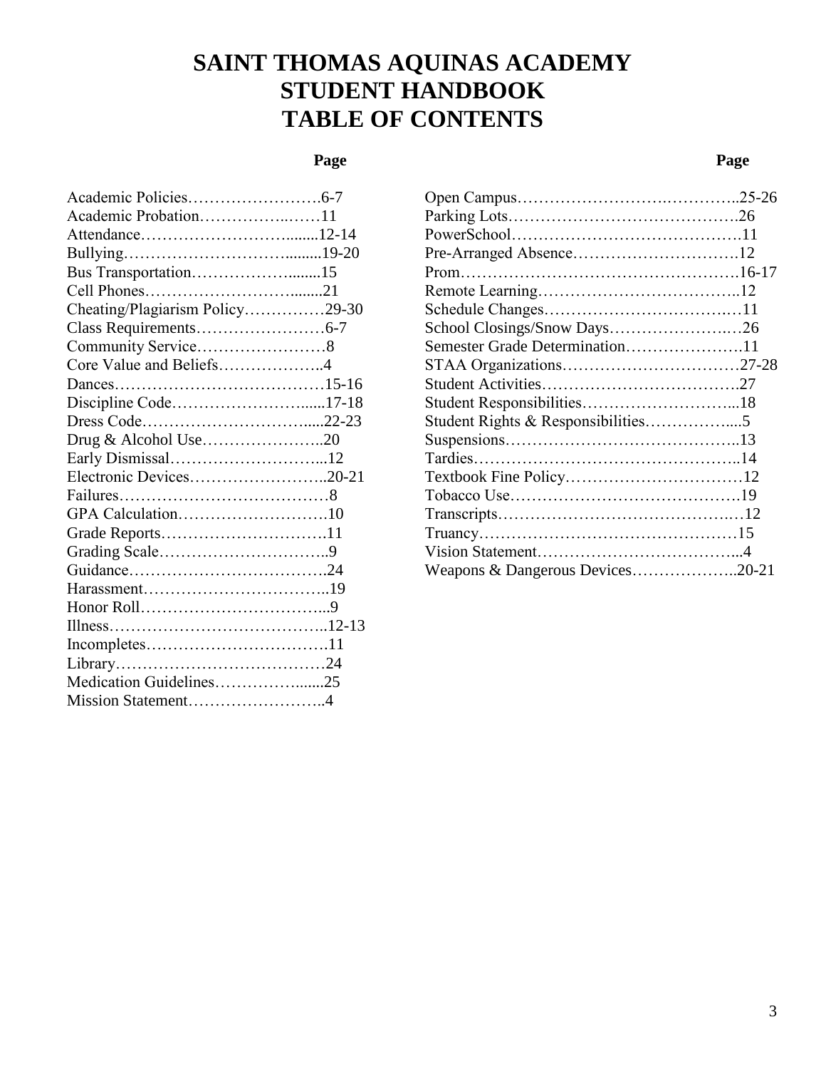# SAINT THOMAS AQUINAS ACADEMY
# STUDENT HANDBOOK
# TABLE OF CONTENTS

| | Page |
|---|---|
| Academic Policies | 6-7 |
| Academic Probation | 11 |
| Attendance | 12-14 |
| Bullying | 19-20 |
| Bus Transportation | 15 |
| Cell Phones | 21 |
| Cheating/Plagiarism Policy | 29-30 |
| Class Requirements | 6-7 |
| Community Service | 8 |
| Core Value and Beliefs | 4 |
| Dances | 15-16 |
| Discipline Code | 17-18 |
| Dress Code | 22-23 |
| Drug & Alcohol Use | 20 |
| Early Dismissal | 12 |
| Electronic Devices | 20-21 |
| Failures | 8 |
| GPA Calculation | 10 |
| Grade Reports | 11 |
| Grading Scale | 9 |
| Guidance | 24 |
| Harassment | 19 |
| Honor Roll | 9 |
| Illness | 12-13 |
| Incompletes | 11 |
| Library | 24 |
| Medication Guidelines | 25 |
| Mission Statement | 4 |
| Open Campus | 25-26 |
| Parking Lots | 26 |
| PowerSchool | 11 |
| Pre-Arranged Absence | 12 |
| Prom | 16-17 |
| Remote Learning | 12 |
| Schedule Changes | 11 |
| School Closings/Snow Days | 26 |
| Semester Grade Determination | 11 |
| STAA Organizations | 27-28 |
| Student Activities | 27 |
| Student Responsibilities | 18 |
| Student Rights & Responsibilities | 5 |
| Suspensions | 13 |
| Tardies | 14 |
| Textbook Fine Policy | 12 |
| Tobacco Use | 19 |
| Transcripts | 12 |
| Truancy | 15 |
| Vision Statement | 4 |
| Weapons & Dangerous Devices | 20-21 |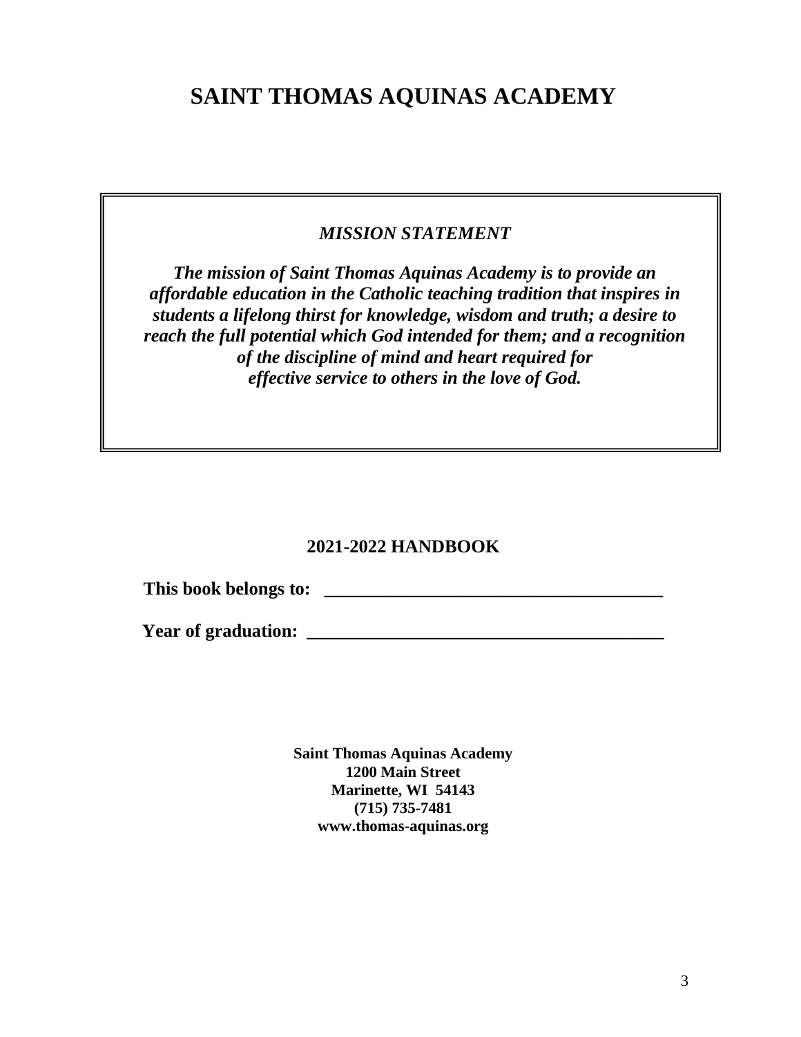# SAINT THOMAS AQUINAS ACADEMY

***MISSION STATEMENT***

***The mission of Saint Thomas Aquinas Academy is to provide an affordable education in the Catholic teaching tradition that inspires in students a lifelong thirst for knowledge, wisdom and truth; a desire to reach the full potential which God intended for them; and a recognition of the discipline of mind and heart required for effective service to others in the love of God.***

## 2021-2022 HANDBOOK

**This book belongs to: \_\_\_\_\_\_\_\_\_\_\_\_\_\_\_\_\_\_\_\_\_\_\_\_\_\_\_\_\_\_\_\_\_\_\_\_\_\_**

**Year of graduation: \_\_\_\_\_\_\_\_\_\_\_\_\_\_\_\_\_\_\_\_\_\_\_\_\_\_\_\_\_\_\_\_\_\_\_\_\_\_\_\_**

**Saint Thomas Aquinas Academy**
**1200 Main Street**
**Marinette, WI 54143**
**(715) 735-7481**
**www.thomas-aquinas.org**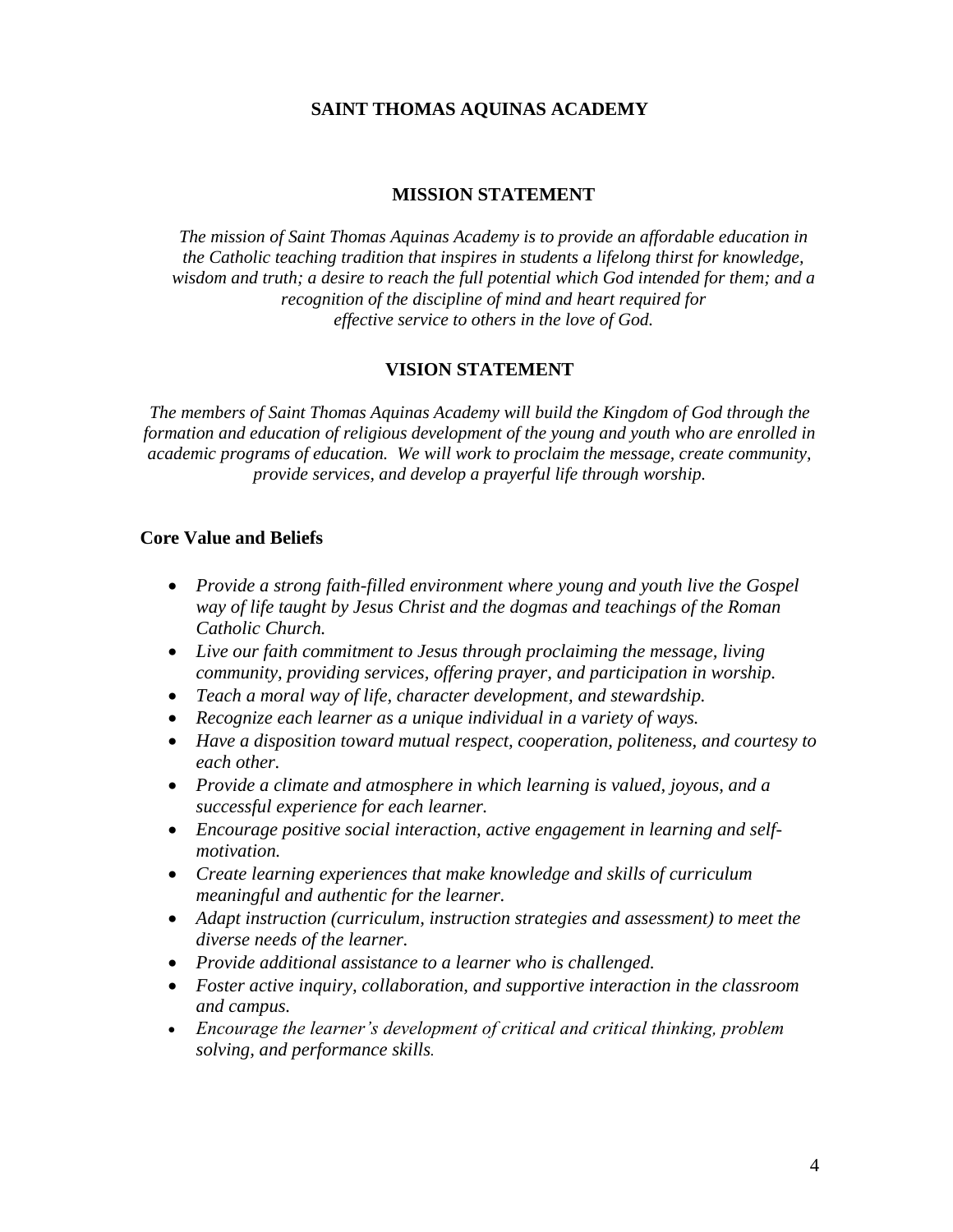# SAINT THOMAS AQUINAS ACADEMY

## MISSION STATEMENT

*The mission of Saint Thomas Aquinas Academy is to provide an affordable education in the Catholic teaching tradition that inspires in students a lifelong thirst for knowledge, wisdom and truth; a desire to reach the full potential which God intended for them; and a recognition of the discipline of mind and heart required for effective service to others in the love of God.*

## VISION STATEMENT

*The members of Saint Thomas Aquinas Academy will build the Kingdom of God through the formation and education of religious development of the young and youth who are enrolled in academic programs of education. We will work to proclaim the message, create community, provide services, and develop a prayerful life through worship.*

**Core Value and Beliefs**

- *Provide a strong faith-filled environment where young and youth live the Gospel way of life taught by Jesus Christ and the dogmas and teachings of the Roman Catholic Church.*
- *Live our faith commitment to Jesus through proclaiming the message, living community, providing services, offering prayer, and participation in worship.*
- *Teach a moral way of life, character development, and stewardship.*
- *Recognize each learner as a unique individual in a variety of ways.*
- *Have a disposition toward mutual respect, cooperation, politeness, and courtesy to each other.*
- *Provide a climate and atmosphere in which learning is valued, joyous, and a successful experience for each learner.*
- *Encourage positive social interaction, active engagement in learning and self-motivation.*
- *Create learning experiences that make knowledge and skills of curriculum meaningful and authentic for the learner.*
- *Adapt instruction (curriculum, instruction strategies and assessment) to meet the diverse needs of the learner.*
- *Provide additional assistance to a learner who is challenged.*
- *Foster active inquiry, collaboration, and supportive interaction in the classroom and campus.*
- *Encourage the learner's development of critical and critical thinking, problem solving, and performance skills.*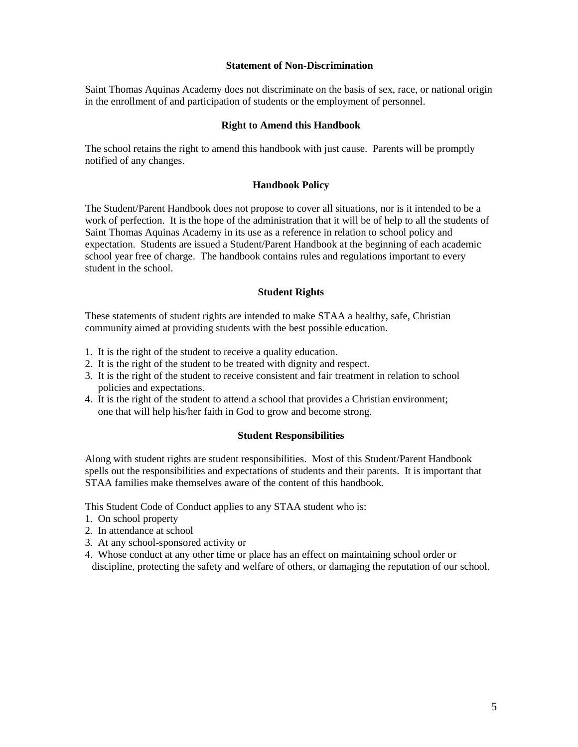## Statement of Non-Discrimination

Saint Thomas Aquinas Academy does not discriminate on the basis of sex, race, or national origin in the enrollment of and participation of students or the employment of personnel.

## Right to Amend this Handbook

The school retains the right to amend this handbook with just cause. Parents will be promptly notified of any changes.

## Handbook Policy

The Student/Parent Handbook does not propose to cover all situations, nor is it intended to be a work of perfection. It is the hope of the administration that it will be of help to all the students of Saint Thomas Aquinas Academy in its use as a reference in relation to school policy and expectation. Students are issued a Student/Parent Handbook at the beginning of each academic school year free of charge. The handbook contains rules and regulations important to every student in the school.

## Student Rights

These statements of student rights are intended to make STAA a healthy, safe, Christian community aimed at providing students with the best possible education.

1. It is the right of the student to receive a quality education.
2. It is the right of the student to be treated with dignity and respect.
3. It is the right of the student to receive consistent and fair treatment in relation to school policies and expectations.
4. It is the right of the student to attend a school that provides a Christian environment; one that will help his/her faith in God to grow and become strong.

## Student Responsibilities

Along with student rights are student responsibilities. Most of this Student/Parent Handbook spells out the responsibilities and expectations of students and their parents. It is important that STAA families make themselves aware of the content of this handbook.

This Student Code of Conduct applies to any STAA student who is:

1. On school property
2. In attendance at school
3. At any school-sponsored activity or
4. Whose conduct at any other time or place has an effect on maintaining school order or discipline, protecting the safety and welfare of others, or damaging the reputation of our school.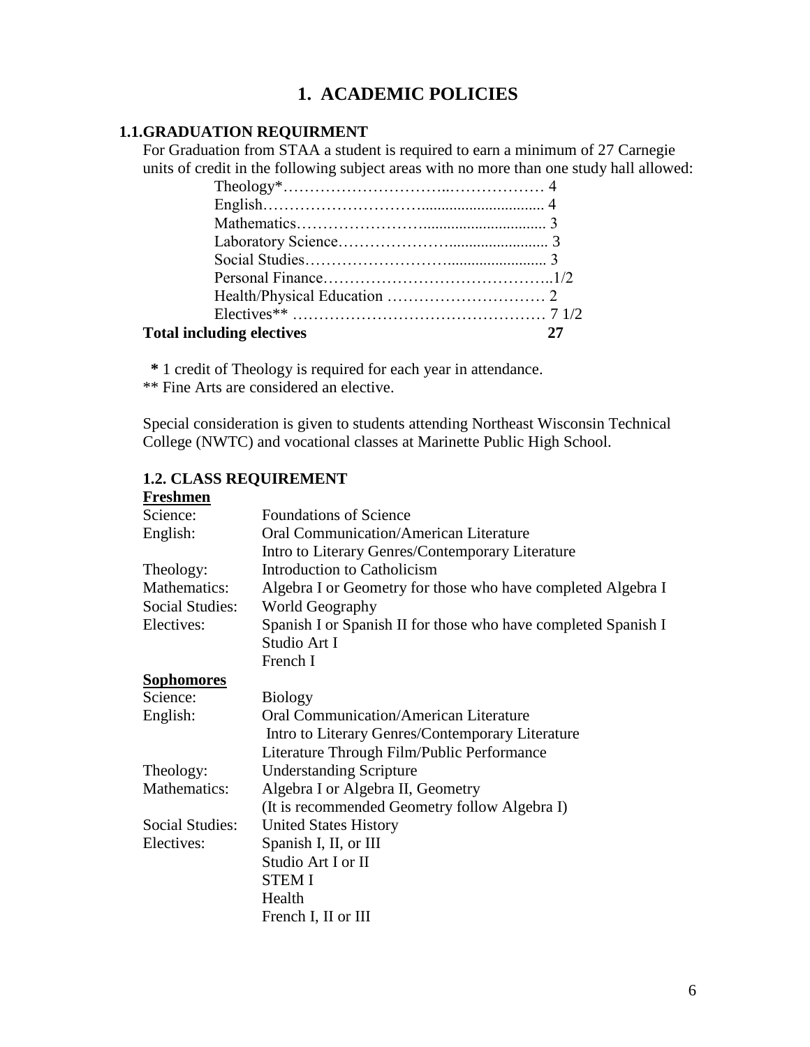# 1. ACADEMIC POLICIES

## 1.1. GRADUATION REQUIRMENT

For Graduation from STAA a student is required to earn a minimum of 27 Carnegie units of credit in the following subject areas with no more than one study hall allowed:

| Subject | Credits |
|---|---|
| Theology* | 4 |
| English | 4 |
| Mathematics | 3 |
| Laboratory Science | 3 |
| Social Studies | 3 |
| Personal Finance | 1/2 |
| Health/Physical Education | 2 |
| Electives** | 7 1/2 |
| **Total including electives** | **27** |

**\*** 1 credit of Theology is required for each year in attendance.
** Fine Arts are considered an elective.

Special consideration is given to students attending Northeast Wisconsin Technical College (NWTC) and vocational classes at Marinette Public High School.

## 1.2. CLASS REQUIREMENT

**Freshmen**

| | |
|---|---|
| Science: | Foundations of Science |
| English: | Oral Communication/American Literature |
| | Intro to Literary Genres/Contemporary Literature |
| Theology: | Introduction to Catholicism |
| Mathematics: | Algebra I or Geometry for those who have completed Algebra I |
| Social Studies: | World Geography |
| Electives: | Spanish I or Spanish II for those who have completed Spanish I |
| | Studio Art I |
| | French I |

**Sophomores**

| | |
|---|---|
| Science: | Biology |
| English: | Oral Communication/American Literature |
| | Intro to Literary Genres/Contemporary Literature |
| | Literature Through Film/Public Performance |
| Theology: | Understanding Scripture |
| Mathematics: | Algebra I or Algebra II, Geometry |
| | (It is recommended Geometry follow Algebra I) |
| Social Studies: | United States History |
| Electives: | Spanish I, II, or III |
| | Studio Art I or II |
| | STEM I |
| | Health |
| | French I, II or III |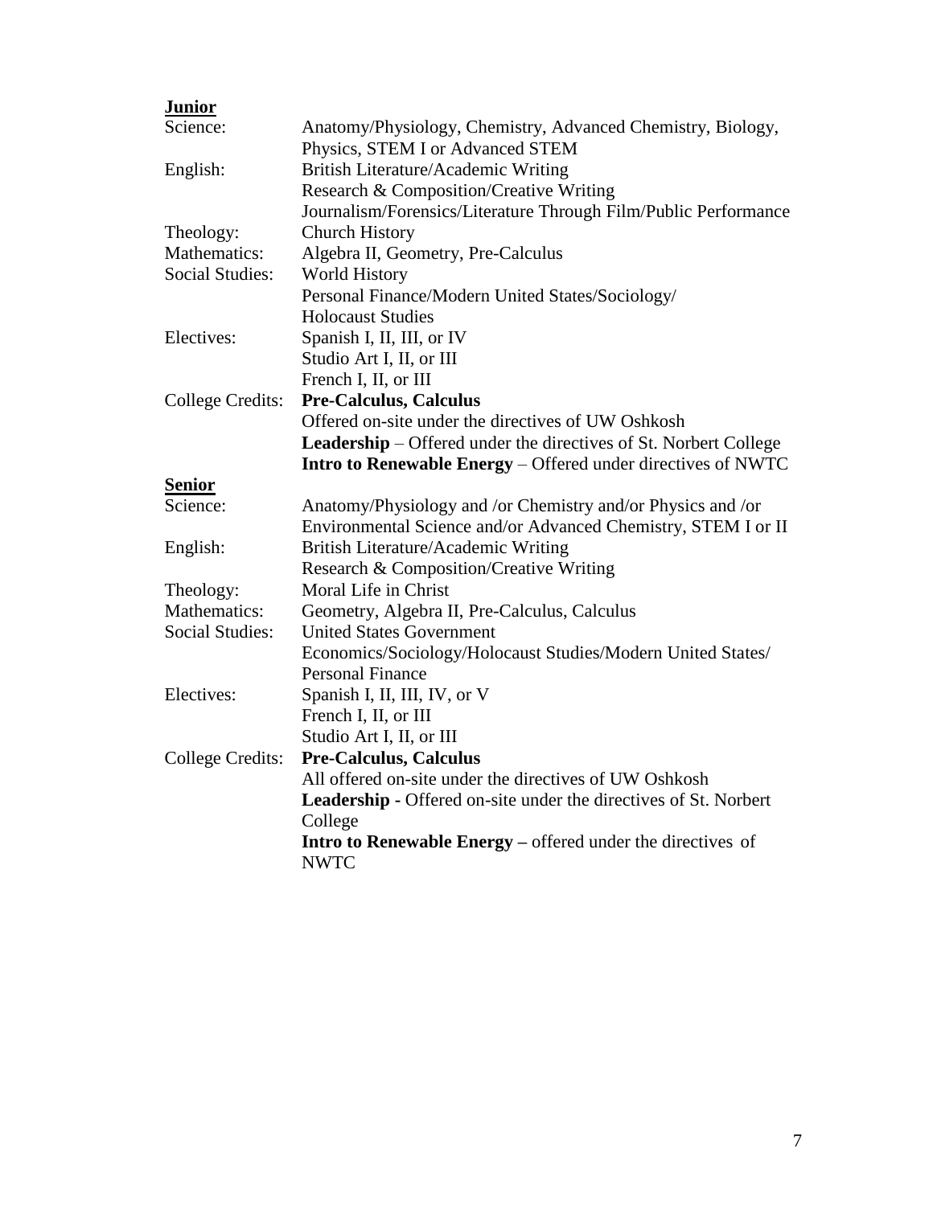**<u>Junior</u>**

| | |
|---|---|
| Science: | Anatomy/Physiology, Chemistry, Advanced Chemistry, Biology, Physics, STEM I or Advanced STEM |
| English: | British Literature/Academic Writing<br>Research & Composition/Creative Writing<br>Journalism/Forensics/Literature Through Film/Public Performance |
| Theology: | Church History |
| Mathematics: | Algebra II, Geometry, Pre-Calculus |
| Social Studies: | World History<br>Personal Finance/Modern United States/Sociology/ Holocaust Studies |
| Electives: | Spanish I, II, III, or IV<br>Studio Art I, II, or III<br>French I, II, or III |
| College Credits: | **Pre-Calculus, Calculus**<br>Offered on-site under the directives of UW Oshkosh<br>**Leadership** – Offered under the directives of St. Norbert College<br>**Intro to Renewable Energy** – Offered under directives of NWTC |

**<u>Senior</u>**

| | |
|---|---|
| Science: | Anatomy/Physiology and /or Chemistry and/or Physics and /or Environmental Science and/or Advanced Chemistry, STEM I or II |
| English: | British Literature/Academic Writing<br>Research & Composition/Creative Writing |
| Theology: | Moral Life in Christ |
| Mathematics: | Geometry, Algebra II, Pre-Calculus, Calculus |
| Social Studies: | United States Government<br>Economics/Sociology/Holocaust Studies/Modern United States/ Personal Finance |
| Electives: | Spanish I, II, III, IV, or V<br>French I, II, or III<br>Studio Art I, II, or III |
| College Credits: | **Pre-Calculus, Calculus**<br>All offered on-site under the directives of UW Oshkosh<br>**Leadership -** Offered on-site under the directives of St. Norbert College<br>**Intro to Renewable Energy –** offered under the directives of NWTC |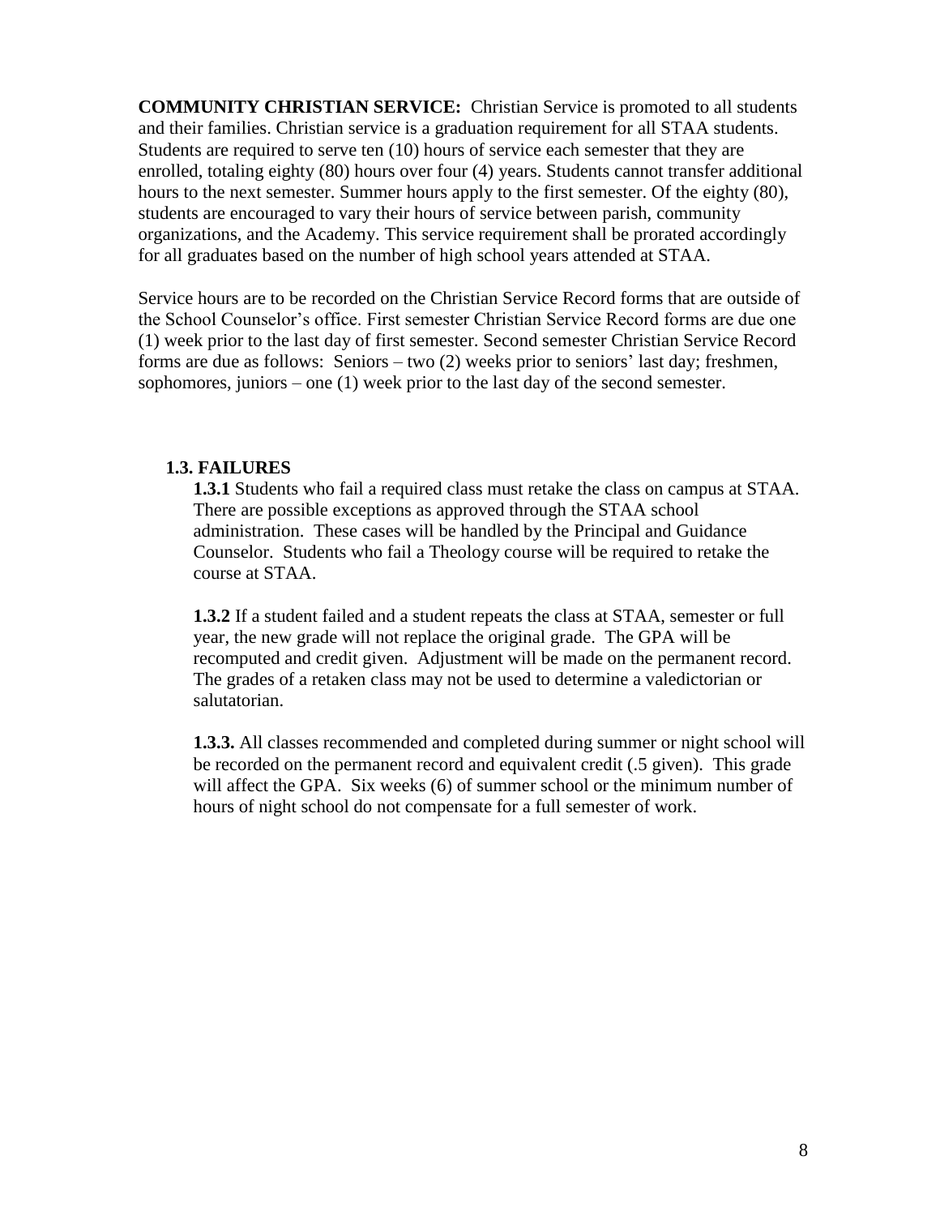**COMMUNITY CHRISTIAN SERVICE:** Christian Service is promoted to all students and their families. Christian service is a graduation requirement for all STAA students. Students are required to serve ten (10) hours of service each semester that they are enrolled, totaling eighty (80) hours over four (4) years. Students cannot transfer additional hours to the next semester. Summer hours apply to the first semester. Of the eighty (80), students are encouraged to vary their hours of service between parish, community organizations, and the Academy. This service requirement shall be prorated accordingly for all graduates based on the number of high school years attended at STAA.

Service hours are to be recorded on the Christian Service Record forms that are outside of the School Counselor's office. First semester Christian Service Record forms are due one (1) week prior to the last day of first semester. Second semester Christian Service Record forms are due as follows: Seniors – two (2) weeks prior to seniors' last day; freshmen, sophomores, juniors – one (1) week prior to the last day of the second semester.

### 1.3. FAILURES

**1.3.1** Students who fail a required class must retake the class on campus at STAA. There are possible exceptions as approved through the STAA school administration. These cases will be handled by the Principal and Guidance Counselor. Students who fail a Theology course will be required to retake the course at STAA.

**1.3.2** If a student failed and a student repeats the class at STAA, semester or full year, the new grade will not replace the original grade. The GPA will be recomputed and credit given. Adjustment will be made on the permanent record. The grades of a retaken class may not be used to determine a valedictorian or salutatorian.

**1.3.3.** All classes recommended and completed during summer or night school will be recorded on the permanent record and equivalent credit (.5 given). This grade will affect the GPA. Six weeks (6) of summer school or the minimum number of hours of night school do not compensate for a full semester of work.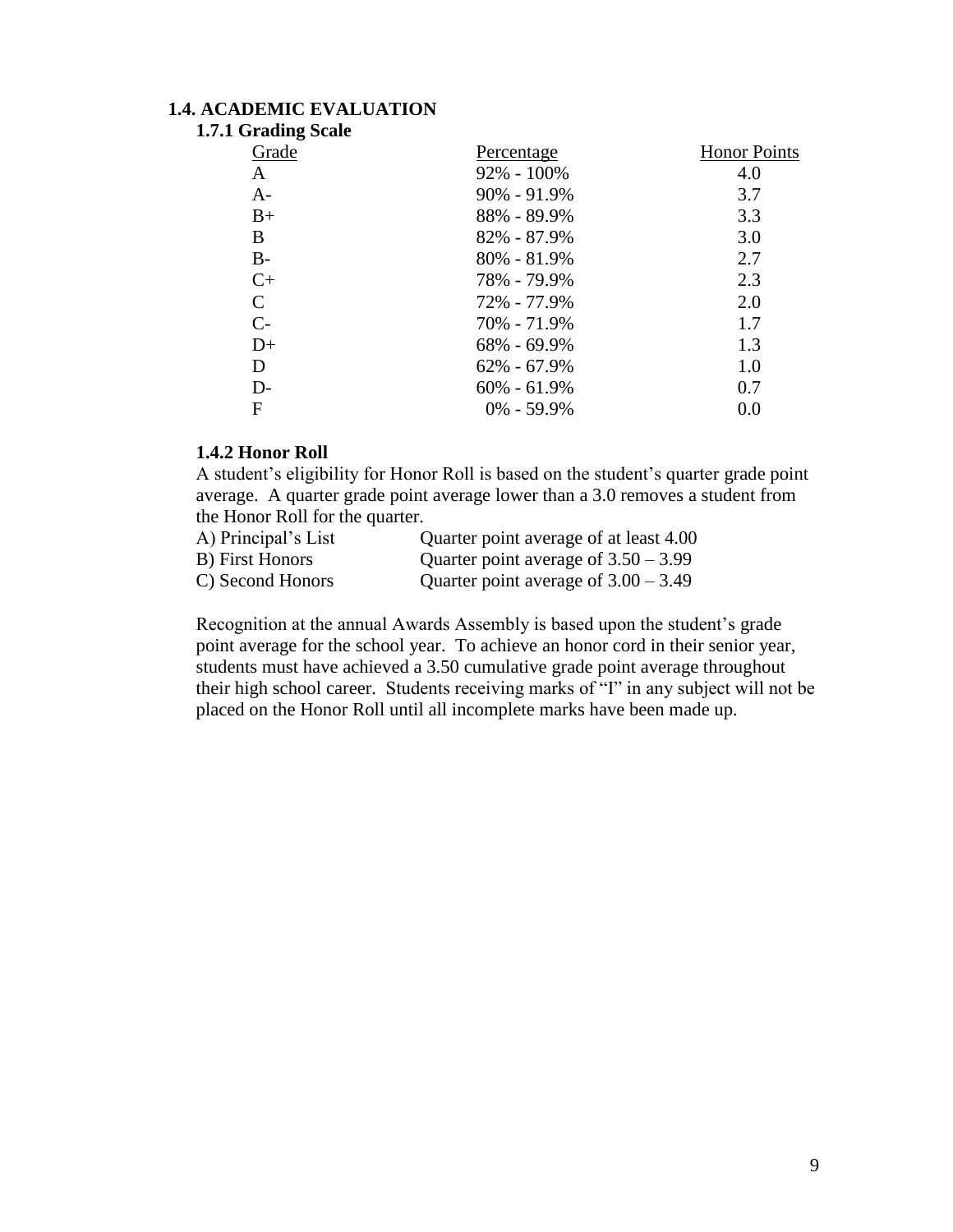## 1.4. ACADEMIC EVALUATION

### 1.7.1 Grading Scale

| Grade | Percentage | Honor Points |
|---|---|---|
| A | 92% - 100% | 4.0 |
| A- | 90% - 91.9% | 3.7 |
| B+ | 88% - 89.9% | 3.3 |
| B | 82% - 87.9% | 3.0 |
| B- | 80% - 81.9% | 2.7 |
| C+ | 78% - 79.9% | 2.3 |
| C | 72% - 77.9% | 2.0 |
| C- | 70% - 71.9% | 1.7 |
| D+ | 68% - 69.9% | 1.3 |
| D | 62% - 67.9% | 1.0 |
| D- | 60% - 61.9% | 0.7 |
| F | 0% - 59.9% | 0.0 |

### 1.4.2 Honor Roll

A student's eligibility for Honor Roll is based on the student's quarter grade point average. A quarter grade point average lower than a 3.0 removes a student from the Honor Roll for the quarter.

| | |
|---|---|
| A) Principal's List | Quarter point average of at least 4.00 |
| B) First Honors | Quarter point average of 3.50 – 3.99 |
| C) Second Honors | Quarter point average of 3.00 – 3.49 |

Recognition at the annual Awards Assembly is based upon the student's grade point average for the school year. To achieve an honor cord in their senior year, students must have achieved a 3.50 cumulative grade point average throughout their high school career. Students receiving marks of "I" in any subject will not be placed on the Honor Roll until all incomplete marks have been made up.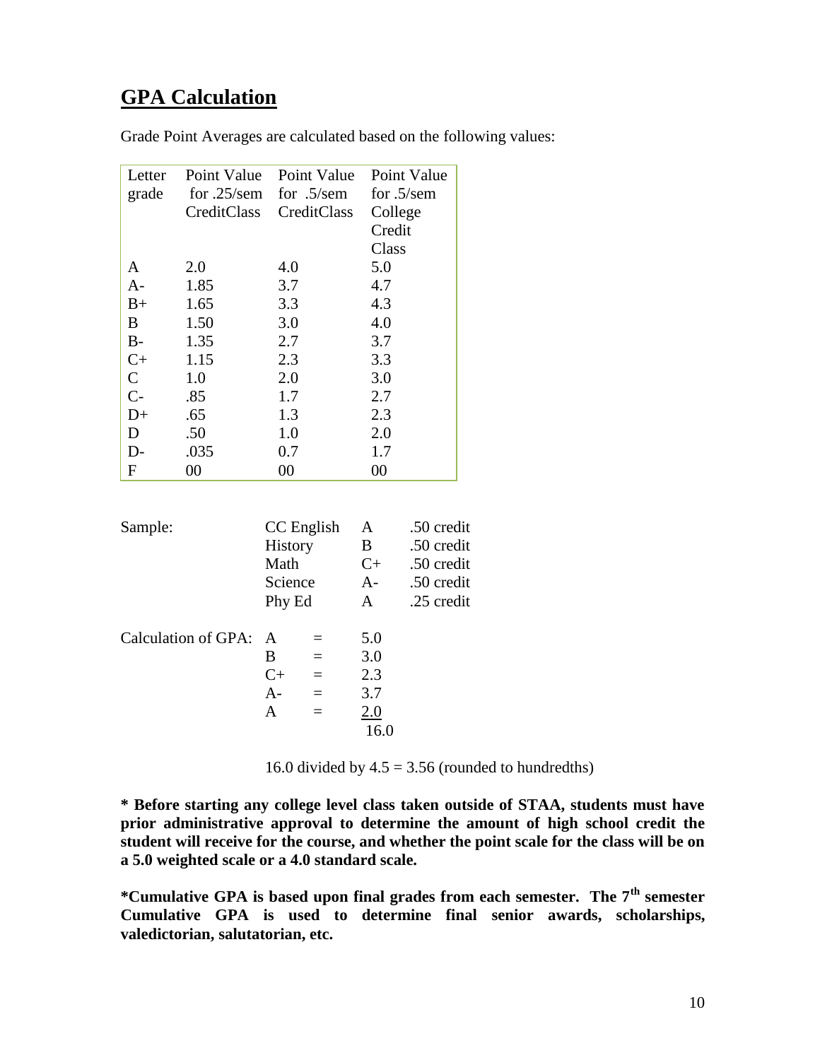## GPA Calculation

Grade Point Averages are calculated based on the following values:

| Letter grade | Point Value for .25/sem CreditClass | Point Value for .5/sem CreditClass | Point Value for .5/sem College Credit Class |
|---|---|---|---|
| A | 2.0 | 4.0 | 5.0 |
| A- | 1.85 | 3.7 | 4.7 |
| B+ | 1.65 | 3.3 | 4.3 |
| B | 1.50 | 3.0 | 4.0 |
| B- | 1.35 | 2.7 | 3.7 |
| C+ | 1.15 | 2.3 | 3.3 |
| C | 1.0 | 2.0 | 3.0 |
| C- | .85 | 1.7 | 2.7 |
| D+ | .65 | 1.3 | 2.3 |
| D | .50 | 1.0 | 2.0 |
| D- | .035 | 0.7 | 1.7 |
| F | 00 | 00 | 00 |

Sample:

| Class | Grade | Credit |
|---|---|---|
| CC English | A | .50 credit |
| History | B | .50 credit |
| Math | C+ | .50 credit |
| Science | A- | .50 credit |
| Phy Ed | A | .25 credit |

Calculation of GPA:

| Grade | | Points |
|---|---|---|
| A | = | 5.0 |
| B | = | 3.0 |
| C+ | = | 2.3 |
| A- | = | 3.7 |
| A | = | 2.0 |
| | | 16.0 |

16.0 divided by 4.5 = 3.56 (rounded to hundredths)

**\* Before starting any college level class taken outside of STAA, students must have prior administrative approval to determine the amount of high school credit the student will receive for the course, and whether the point scale for the class will be on a 5.0 weighted scale or a 4.0 standard scale.**

**\*Cumulative GPA is based upon final grades from each semester. The 7th semester Cumulative GPA is used to determine final senior awards, scholarships, valedictorian, salutatorian, etc.**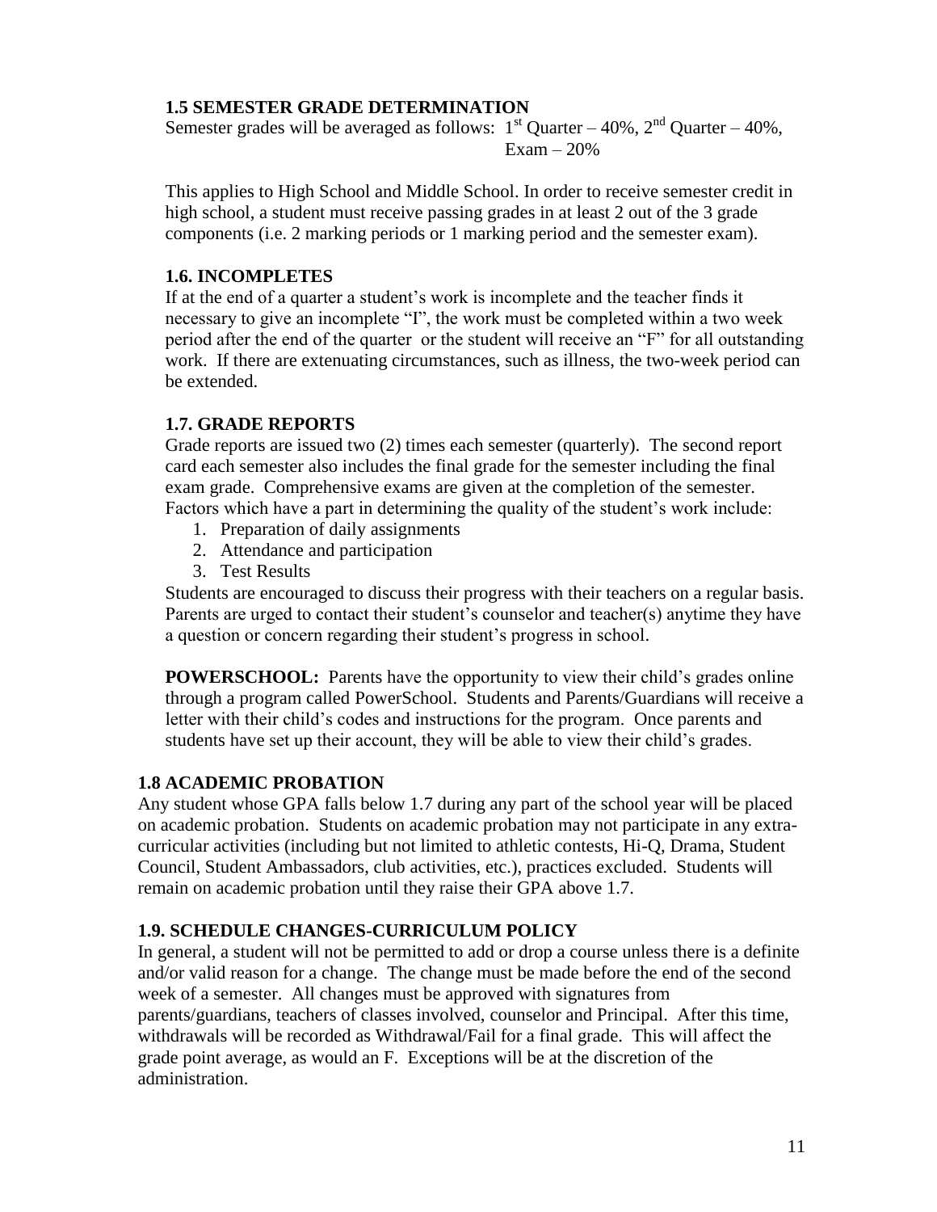### 1.5 SEMESTER GRADE DETERMINATION

Semester grades will be averaged as follows: 1st Quarter – 40%, 2nd Quarter – 40%, Exam – 20%

This applies to High School and Middle School. In order to receive semester credit in high school, a student must receive passing grades in at least 2 out of the 3 grade components (i.e. 2 marking periods or 1 marking period and the semester exam).

### 1.6. INCOMPLETES

If at the end of a quarter a student's work is incomplete and the teacher finds it necessary to give an incomplete "I", the work must be completed within a two week period after the end of the quarter or the student will receive an "F" for all outstanding work. If there are extenuating circumstances, such as illness, the two-week period can be extended.

### 1.7. GRADE REPORTS

Grade reports are issued two (2) times each semester (quarterly). The second report card each semester also includes the final grade for the semester including the final exam grade. Comprehensive exams are given at the completion of the semester. Factors which have a part in determining the quality of the student's work include:

1. Preparation of daily assignments
2. Attendance and participation
3. Test Results

Students are encouraged to discuss their progress with their teachers on a regular basis. Parents are urged to contact their student's counselor and teacher(s) anytime they have a question or concern regarding their student's progress in school.

**POWERSCHOOL:** Parents have the opportunity to view their child's grades online through a program called PowerSchool. Students and Parents/Guardians will receive a letter with their child's codes and instructions for the program. Once parents and students have set up their account, they will be able to view their child's grades.

### 1.8 ACADEMIC PROBATION

Any student whose GPA falls below 1.7 during any part of the school year will be placed on academic probation. Students on academic probation may not participate in any extra-curricular activities (including but not limited to athletic contests, Hi-Q, Drama, Student Council, Student Ambassadors, club activities, etc.), practices excluded. Students will remain on academic probation until they raise their GPA above 1.7.

### 1.9. SCHEDULE CHANGES-CURRICULUM POLICY

In general, a student will not be permitted to add or drop a course unless there is a definite and/or valid reason for a change. The change must be made before the end of the second week of a semester. All changes must be approved with signatures from parents/guardians, teachers of classes involved, counselor and Principal. After this time, withdrawals will be recorded as Withdrawal/Fail for a final grade. This will affect the grade point average, as would an F. Exceptions will be at the discretion of the administration.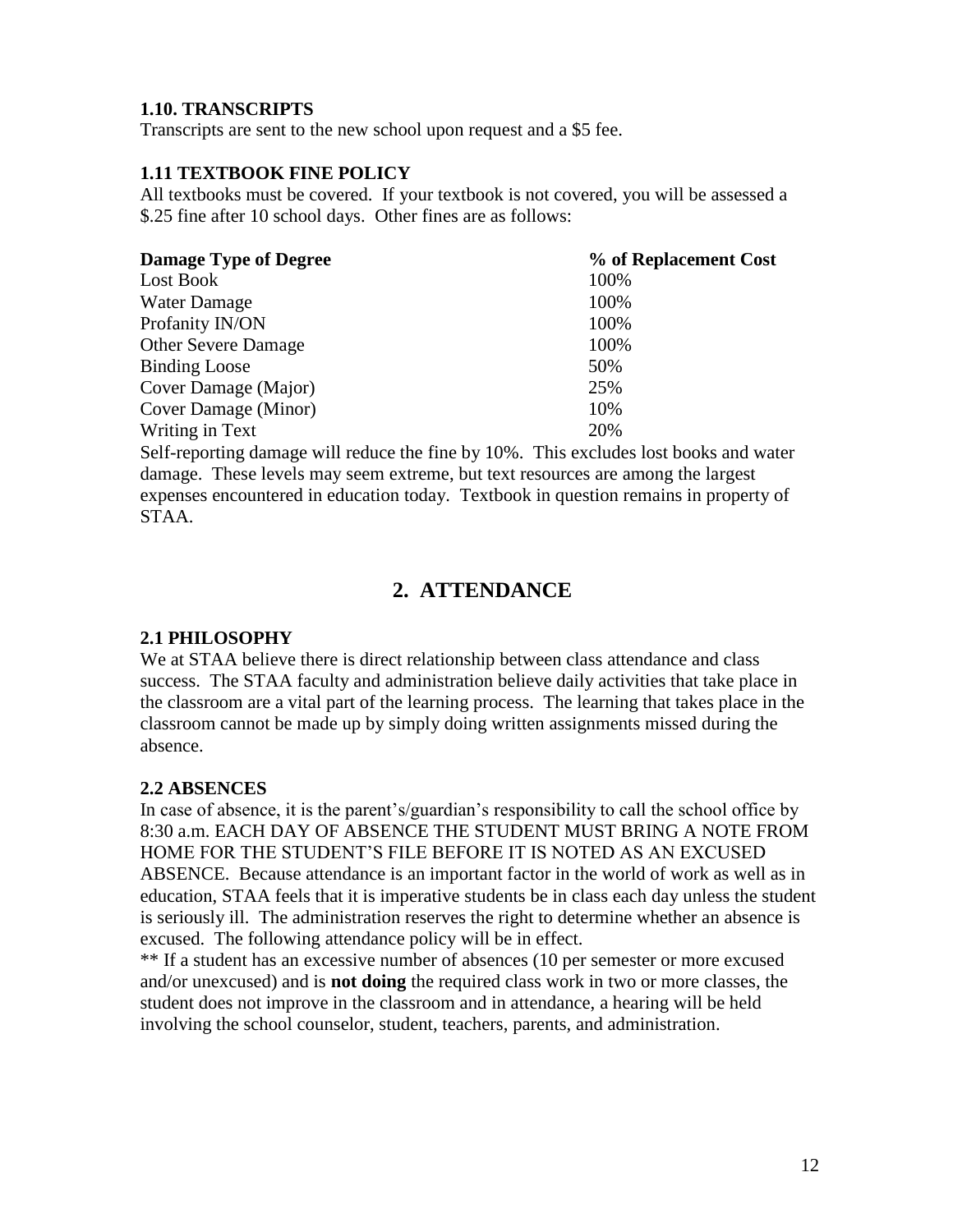### 1.10. TRANSCRIPTS

Transcripts are sent to the new school upon request and a $5 fee.

### 1.11 TEXTBOOK FINE POLICY

All textbooks must be covered. If your textbook is not covered, you will be assessed a $.25 fine after 10 school days. Other fines are as follows:

| Damage Type of Degree | % of Replacement Cost |
| --- | --- |
| Lost Book | 100% |
| Water Damage | 100% |
| Profanity IN/ON | 100% |
| Other Severe Damage | 100% |
| Binding Loose | 50% |
| Cover Damage (Major) | 25% |
| Cover Damage (Minor) | 10% |
| Writing in Text | 20% |

Self-reporting damage will reduce the fine by 10%. This excludes lost books and water damage. These levels may seem extreme, but text resources are among the largest expenses encountered in education today. Textbook in question remains in property of STAA.

## 2. ATTENDANCE

### 2.1 PHILOSOPHY

We at STAA believe there is direct relationship between class attendance and class success. The STAA faculty and administration believe daily activities that take place in the classroom are a vital part of the learning process. The learning that takes place in the classroom cannot be made up by simply doing written assignments missed during the absence.

### 2.2 ABSENCES

In case of absence, it is the parent's/guardian's responsibility to call the school office by 8:30 a.m. EACH DAY OF ABSENCE THE STUDENT MUST BRING A NOTE FROM HOME FOR THE STUDENT'S FILE BEFORE IT IS NOTED AS AN EXCUSED ABSENCE. Because attendance is an important factor in the world of work as well as in education, STAA feels that it is imperative students be in class each day unless the student is seriously ill. The administration reserves the right to determine whether an absence is excused. The following attendance policy will be in effect.

** If a student has an excessive number of absences (10 per semester or more excused and/or unexcused) and is **not doing** the required class work in two or more classes, the student does not improve in the classroom and in attendance, a hearing will be held involving the school counselor, student, teachers, parents, and administration.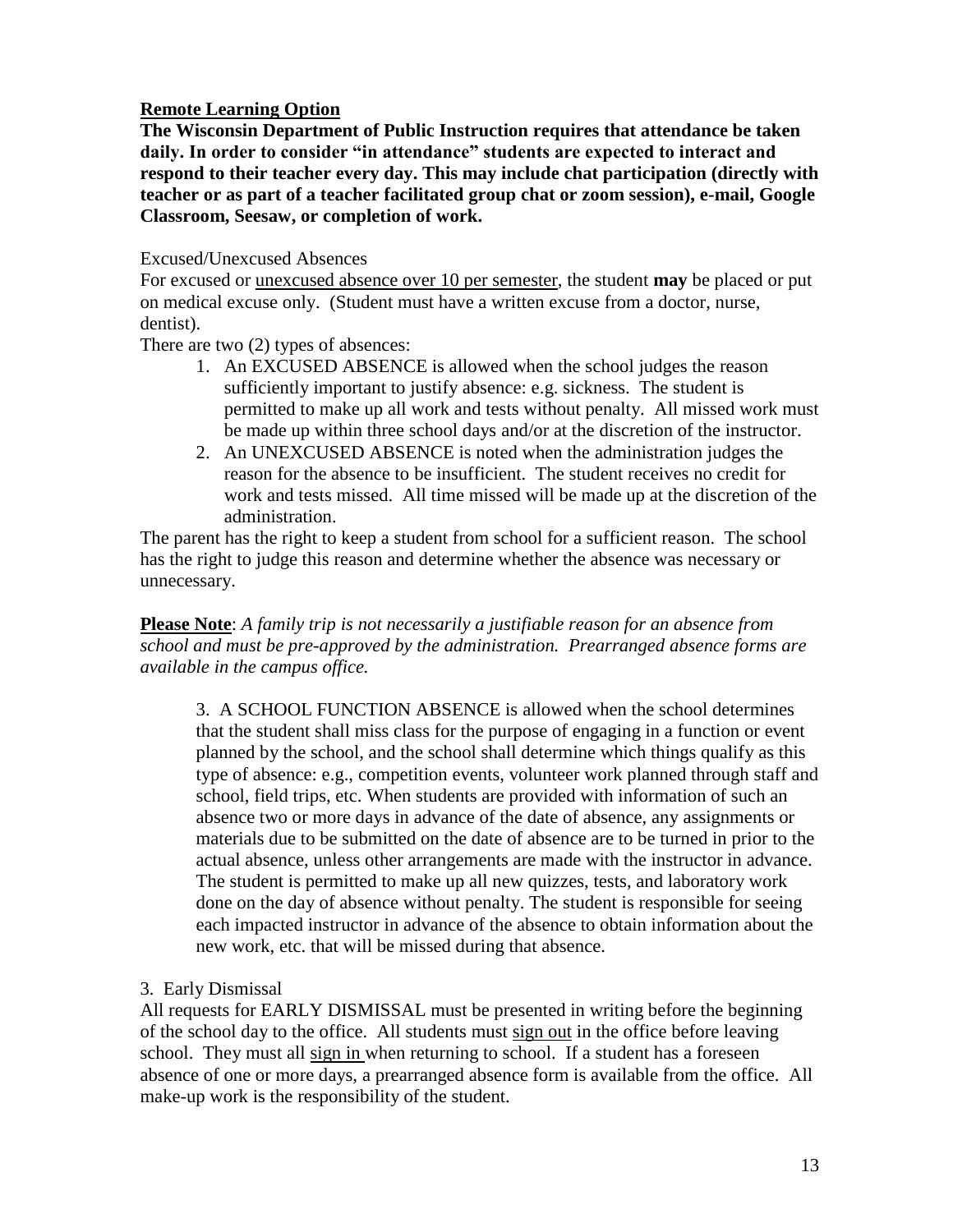**<u>Remote Learning Option</u>**

**The Wisconsin Department of Public Instruction requires that attendance be taken daily. In order to consider "in attendance" students are expected to interact and respond to their teacher every day. This may include chat participation (directly with teacher or as part of a teacher facilitated group chat or zoom session), e-mail, Google Classroom, Seesaw, or completion of work.**

Excused/Unexcused Absences

For excused or <u>unexcused absence over 10 per semester</u>, the student **may** be placed or put on medical excuse only. (Student must have a written excuse from a doctor, nurse, dentist).

There are two (2) types of absences:

1. An EXCUSED ABSENCE is allowed when the school judges the reason sufficiently important to justify absence: e.g. sickness. The student is permitted to make up all work and tests without penalty. All missed work must be made up within three school days and/or at the discretion of the instructor.
2. An UNEXCUSED ABSENCE is noted when the administration judges the reason for the absence to be insufficient. The student receives no credit for work and tests missed. All time missed will be made up at the discretion of the administration.

The parent has the right to keep a student from school for a sufficient reason. The school has the right to judge this reason and determine whether the absence was necessary or unnecessary.

**<u>Please Note</u>**: *A family trip is not necessarily a justifiable reason for an absence from school and must be pre-approved by the administration. Prearranged absence forms are available in the campus office.*

3. A SCHOOL FUNCTION ABSENCE is allowed when the school determines that the student shall miss class for the purpose of engaging in a function or event planned by the school, and the school shall determine which things qualify as this type of absence: e.g., competition events, volunteer work planned through staff and school, field trips, etc. When students are provided with information of such an absence two or more days in advance of the date of absence, any assignments or materials due to be submitted on the date of absence are to be turned in prior to the actual absence, unless other arrangements are made with the instructor in advance. The student is permitted to make up all new quizzes, tests, and laboratory work done on the day of absence without penalty. The student is responsible for seeing each impacted instructor in advance of the absence to obtain information about the new work, etc. that will be missed during that absence.

3. Early Dismissal

All requests for EARLY DISMISSAL must be presented in writing before the beginning of the school day to the office. All students must <u>sign out</u> in the office before leaving school. They must all <u>sign in</u> when returning to school. If a student has a foreseen absence of one or more days, a prearranged absence form is available from the office. All make-up work is the responsibility of the student.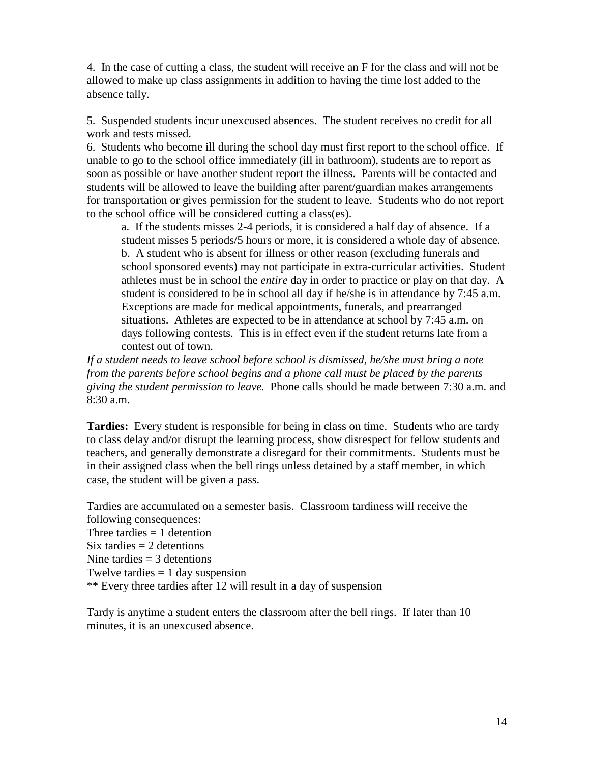4. In the case of cutting a class, the student will receive an F for the class and will not be allowed to make up class assignments in addition to having the time lost added to the absence tally.

5. Suspended students incur unexcused absences. The student receives no credit for all work and tests missed.

6. Students who become ill during the school day must first report to the school office. If unable to go to the school office immediately (ill in bathroom), students are to report as soon as possible or have another student report the illness. Parents will be contacted and students will be allowed to leave the building after parent/guardian makes arrangements for transportation or gives permission for the student to leave. Students who do not report to the school office will be considered cutting a class(es).

> a. If the students misses 2-4 periods, it is considered a half day of absence. If a student misses 5 periods/5 hours or more, it is considered a whole day of absence.
>
> b. A student who is absent for illness or other reason (excluding funerals and school sponsored events) may not participate in extra-curricular activities. Student athletes must be in school the *entire* day in order to practice or play on that day. A student is considered to be in school all day if he/she is in attendance by 7:45 a.m. Exceptions are made for medical appointments, funerals, and prearranged situations. Athletes are expected to be in attendance at school by 7:45 a.m. on days following contests. This is in effect even if the student returns late from a contest out of town.

*If a student needs to leave school before school is dismissed, he/she must bring a note from the parents before school begins and a phone call must be placed by the parents giving the student permission to leave.* Phone calls should be made between 7:30 a.m. and 8:30 a.m.

**Tardies:** Every student is responsible for being in class on time. Students who are tardy to class delay and/or disrupt the learning process, show disrespect for fellow students and teachers, and generally demonstrate a disregard for their commitments. Students must be in their assigned class when the bell rings unless detained by a staff member, in which case, the student will be given a pass.

Tardies are accumulated on a semester basis. Classroom tardiness will receive the following consequences:

Three tardies = 1 detention
Six tardies = 2 detentions
Nine tardies = 3 detentions
Twelve tardies = 1 day suspension
** Every three tardies after 12 will result in a day of suspension

Tardy is anytime a student enters the classroom after the bell rings. If later than 10 minutes, it is an unexcused absence.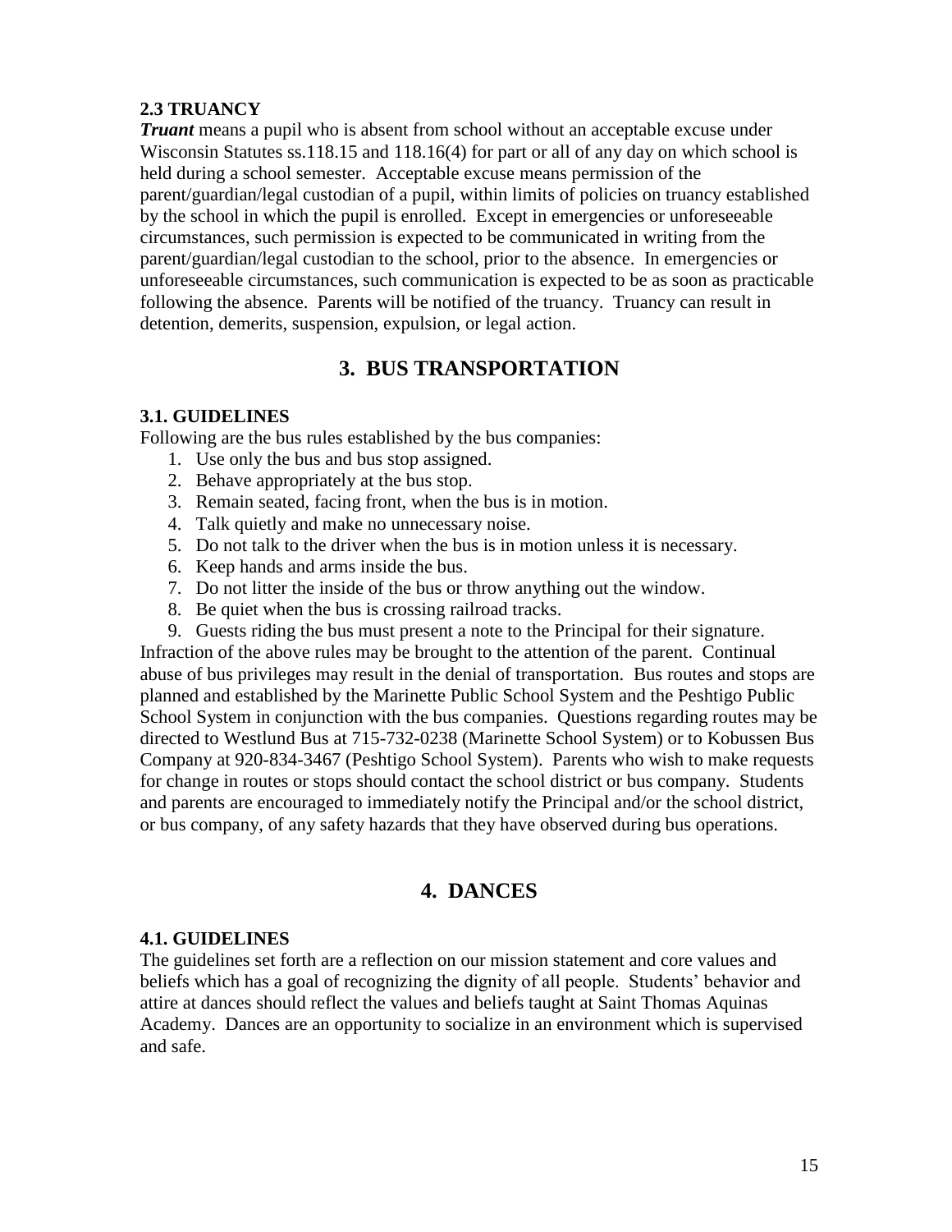### 2.3 TRUANCY

***Truant*** means a pupil who is absent from school without an acceptable excuse under Wisconsin Statutes ss.118.15 and 118.16(4) for part or all of any day on which school is held during a school semester. Acceptable excuse means permission of the parent/guardian/legal custodian of a pupil, within limits of policies on truancy established by the school in which the pupil is enrolled. Except in emergencies or unforeseeable circumstances, such permission is expected to be communicated in writing from the parent/guardian/legal custodian to the school, prior to the absence. In emergencies or unforeseeable circumstances, such communication is expected to be as soon as practicable following the absence. Parents will be notified of the truancy. Truancy can result in detention, demerits, suspension, expulsion, or legal action.

## 3. BUS TRANSPORTATION

### 3.1. GUIDELINES

Following are the bus rules established by the bus companies:

1. Use only the bus and bus stop assigned.
2. Behave appropriately at the bus stop.
3. Remain seated, facing front, when the bus is in motion.
4. Talk quietly and make no unnecessary noise.
5. Do not talk to the driver when the bus is in motion unless it is necessary.
6. Keep hands and arms inside the bus.
7. Do not litter the inside of the bus or throw anything out the window.
8. Be quiet when the bus is crossing railroad tracks.
9. Guests riding the bus must present a note to the Principal for their signature.

Infraction of the above rules may be brought to the attention of the parent. Continual abuse of bus privileges may result in the denial of transportation. Bus routes and stops are planned and established by the Marinette Public School System and the Peshtigo Public School System in conjunction with the bus companies. Questions regarding routes may be directed to Westlund Bus at 715-732-0238 (Marinette School System) or to Kobussen Bus Company at 920-834-3467 (Peshtigo School System). Parents who wish to make requests for change in routes or stops should contact the school district or bus company. Students and parents are encouraged to immediately notify the Principal and/or the school district, or bus company, of any safety hazards that they have observed during bus operations.

## 4. DANCES

### 4.1. GUIDELINES

The guidelines set forth are a reflection on our mission statement and core values and beliefs which has a goal of recognizing the dignity of all people. Students' behavior and attire at dances should reflect the values and beliefs taught at Saint Thomas Aquinas Academy. Dances are an opportunity to socialize in an environment which is supervised and safe.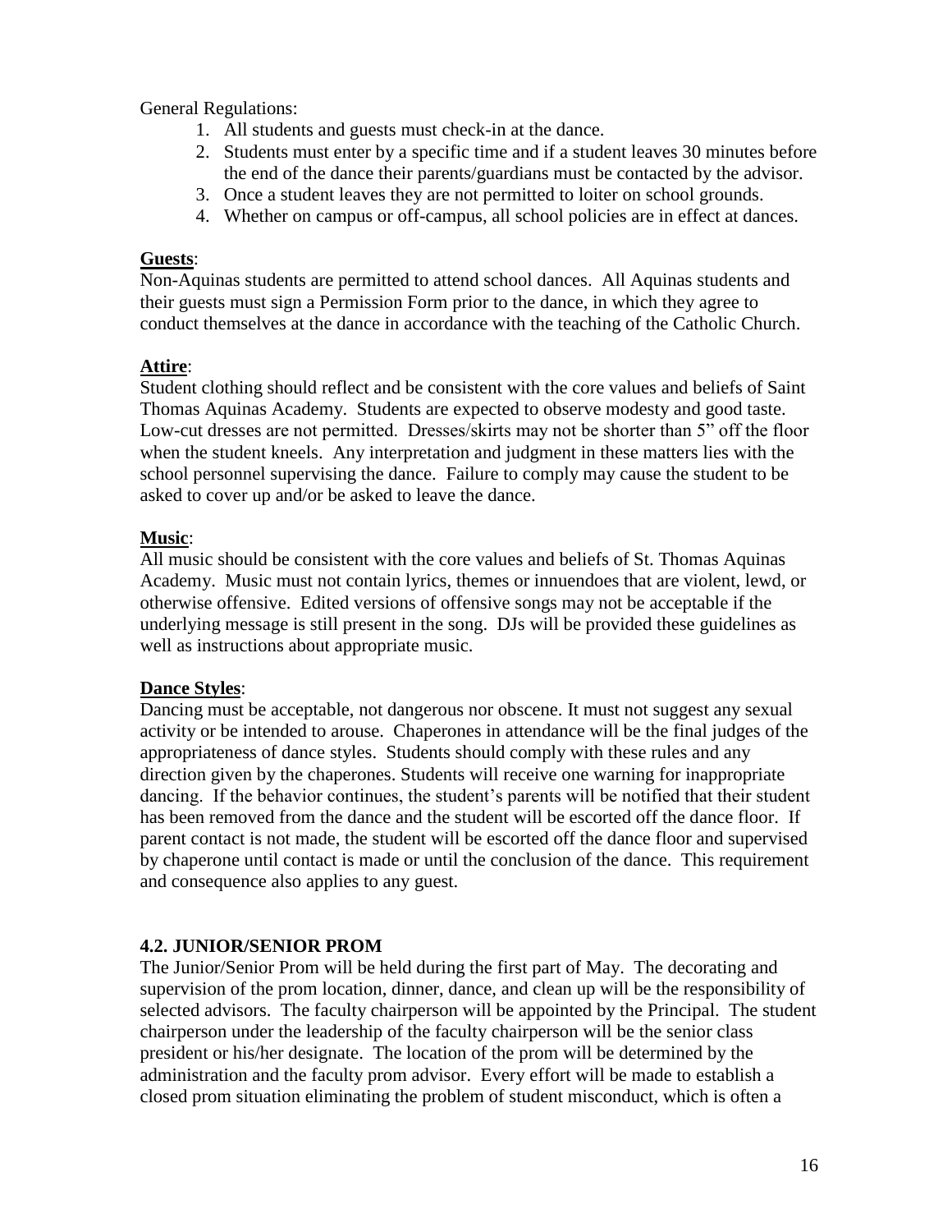General Regulations:

1. All students and guests must check-in at the dance.
2. Students must enter by a specific time and if a student leaves 30 minutes before the end of the dance their parents/guardians must be contacted by the advisor.
3. Once a student leaves they are not permitted to loiter on school grounds.
4. Whether on campus or off-campus, all school policies are in effect at dances.

**Guests**:
Non-Aquinas students are permitted to attend school dances. All Aquinas students and their guests must sign a Permission Form prior to the dance, in which they agree to conduct themselves at the dance in accordance with the teaching of the Catholic Church.

**Attire**:
Student clothing should reflect and be consistent with the core values and beliefs of Saint Thomas Aquinas Academy. Students are expected to observe modesty and good taste. Low-cut dresses are not permitted. Dresses/skirts may not be shorter than 5" off the floor when the student kneels. Any interpretation and judgment in these matters lies with the school personnel supervising the dance. Failure to comply may cause the student to be asked to cover up and/or be asked to leave the dance.

**Music**:
All music should be consistent with the core values and beliefs of St. Thomas Aquinas Academy. Music must not contain lyrics, themes or innuendoes that are violent, lewd, or otherwise offensive. Edited versions of offensive songs may not be acceptable if the underlying message is still present in the song. DJs will be provided these guidelines as well as instructions about appropriate music.

**Dance Styles**:
Dancing must be acceptable, not dangerous nor obscene. It must not suggest any sexual activity or be intended to arouse. Chaperones in attendance will be the final judges of the appropriateness of dance styles. Students should comply with these rules and any direction given by the chaperones. Students will receive one warning for inappropriate dancing. If the behavior continues, the student's parents will be notified that their student has been removed from the dance and the student will be escorted off the dance floor. If parent contact is not made, the student will be escorted off the dance floor and supervised by chaperone until contact is made or until the conclusion of the dance. This requirement and consequence also applies to any guest.

### 4.2. JUNIOR/SENIOR PROM

The Junior/Senior Prom will be held during the first part of May. The decorating and supervision of the prom location, dinner, dance, and clean up will be the responsibility of selected advisors. The faculty chairperson will be appointed by the Principal. The student chairperson under the leadership of the faculty chairperson will be the senior class president or his/her designate. The location of the prom will be determined by the administration and the faculty prom advisor. Every effort will be made to establish a closed prom situation eliminating the problem of student misconduct, which is often a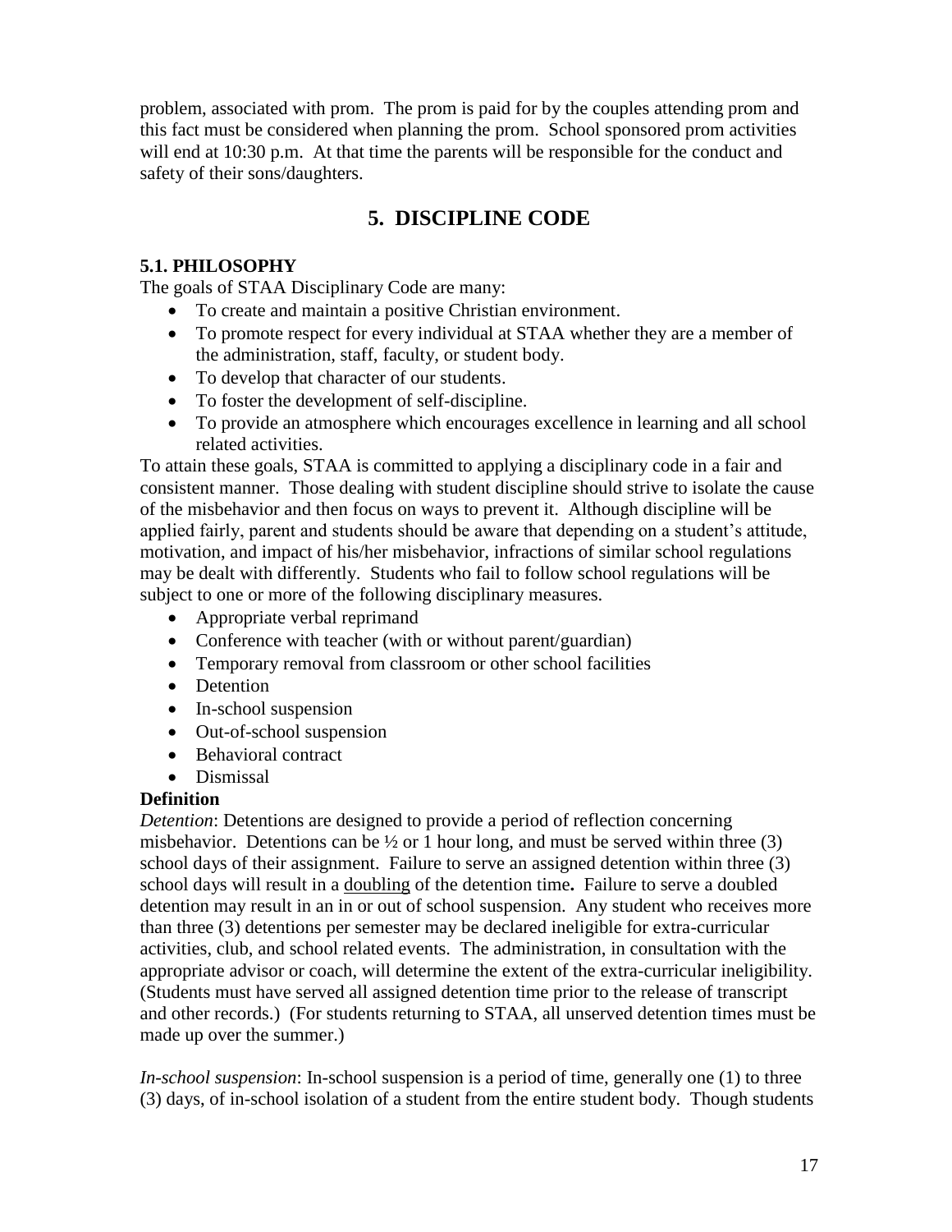problem, associated with prom. The prom is paid for by the couples attending prom and this fact must be considered when planning the prom. School sponsored prom activities will end at 10:30 p.m. At that time the parents will be responsible for the conduct and safety of their sons/daughters.

# 5. DISCIPLINE CODE

### 5.1. PHILOSOPHY

The goals of STAA Disciplinary Code are many:

- To create and maintain a positive Christian environment.
- To promote respect for every individual at STAA whether they are a member of the administration, staff, faculty, or student body.
- To develop that character of our students.
- To foster the development of self-discipline.
- To provide an atmosphere which encourages excellence in learning and all school related activities.

To attain these goals, STAA is committed to applying a disciplinary code in a fair and consistent manner. Those dealing with student discipline should strive to isolate the cause of the misbehavior and then focus on ways to prevent it. Although discipline will be applied fairly, parent and students should be aware that depending on a student's attitude, motivation, and impact of his/her misbehavior, infractions of similar school regulations may be dealt with differently. Students who fail to follow school regulations will be subject to one or more of the following disciplinary measures.

- Appropriate verbal reprimand
- Conference with teacher (with or without parent/guardian)
- Temporary removal from classroom or other school facilities
- Detention
- In-school suspension
- Out-of-school suspension
- Behavioral contract
- Dismissal

**Definition**

*Detention*: Detentions are designed to provide a period of reflection concerning misbehavior. Detentions can be ½ or 1 hour long, and must be served within three (3) school days of their assignment. Failure to serve an assigned detention within three (3) school days will result in a doubling of the detention time**.** Failure to serve a doubled detention may result in an in or out of school suspension. Any student who receives more than three (3) detentions per semester may be declared ineligible for extra-curricular activities, club, and school related events. The administration, in consultation with the appropriate advisor or coach, will determine the extent of the extra-curricular ineligibility. (Students must have served all assigned detention time prior to the release of transcript and other records.) (For students returning to STAA, all unserved detention times must be made up over the summer.)

*In-school suspension*: In-school suspension is a period of time, generally one (1) to three (3) days, of in-school isolation of a student from the entire student body. Though students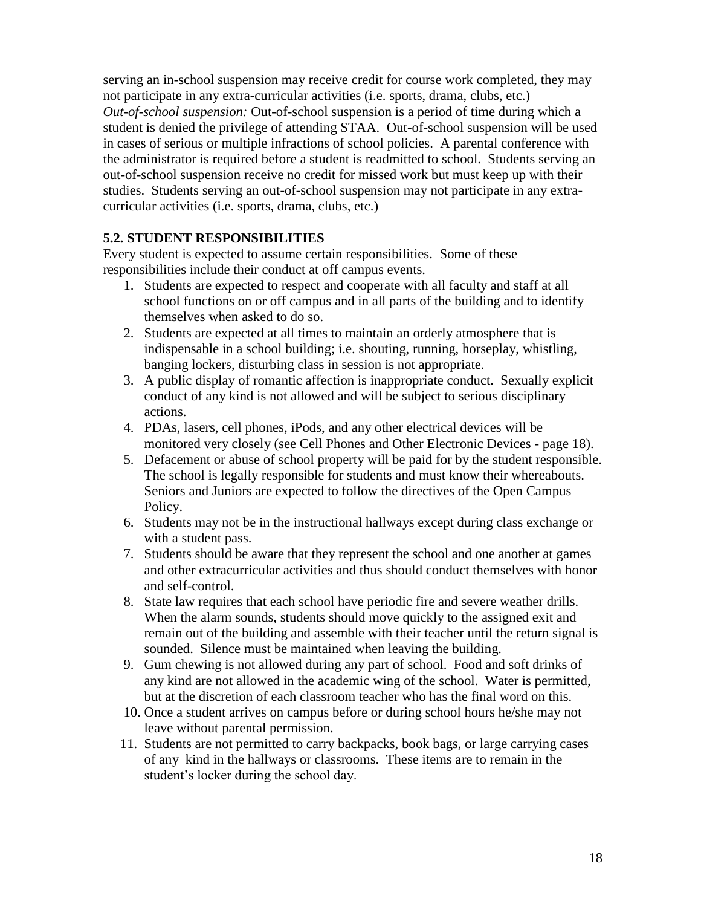serving an in-school suspension may receive credit for course work completed, they may not participate in any extra-curricular activities (i.e. sports, drama, clubs, etc.)

*Out-of-school suspension:* Out-of-school suspension is a period of time during which a student is denied the privilege of attending STAA. Out-of-school suspension will be used in cases of serious or multiple infractions of school policies. A parental conference with the administrator is required before a student is readmitted to school. Students serving an out-of-school suspension receive no credit for missed work but must keep up with their studies. Students serving an out-of-school suspension may not participate in any extra-curricular activities (i.e. sports, drama, clubs, etc.)

### 5.2. STUDENT RESPONSIBILITIES

Every student is expected to assume certain responsibilities. Some of these responsibilities include their conduct at off campus events.

1. Students are expected to respect and cooperate with all faculty and staff at all school functions on or off campus and in all parts of the building and to identify themselves when asked to do so.
2. Students are expected at all times to maintain an orderly atmosphere that is indispensable in a school building; i.e. shouting, running, horseplay, whistling, banging lockers, disturbing class in session is not appropriate.
3. A public display of romantic affection is inappropriate conduct. Sexually explicit conduct of any kind is not allowed and will be subject to serious disciplinary actions.
4. PDAs, lasers, cell phones, iPods, and any other electrical devices will be monitored very closely (see Cell Phones and Other Electronic Devices - page 18).
5. Defacement or abuse of school property will be paid for by the student responsible. The school is legally responsible for students and must know their whereabouts. Seniors and Juniors are expected to follow the directives of the Open Campus Policy.
6. Students may not be in the instructional hallways except during class exchange or with a student pass.
7. Students should be aware that they represent the school and one another at games and other extracurricular activities and thus should conduct themselves with honor and self-control.
8. State law requires that each school have periodic fire and severe weather drills. When the alarm sounds, students should move quickly to the assigned exit and remain out of the building and assemble with their teacher until the return signal is sounded. Silence must be maintained when leaving the building.
9. Gum chewing is not allowed during any part of school. Food and soft drinks of any kind are not allowed in the academic wing of the school. Water is permitted, but at the discretion of each classroom teacher who has the final word on this.
10. Once a student arrives on campus before or during school hours he/she may not leave without parental permission.
11. Students are not permitted to carry backpacks, book bags, or large carrying cases of any kind in the hallways or classrooms. These items are to remain in the student's locker during the school day.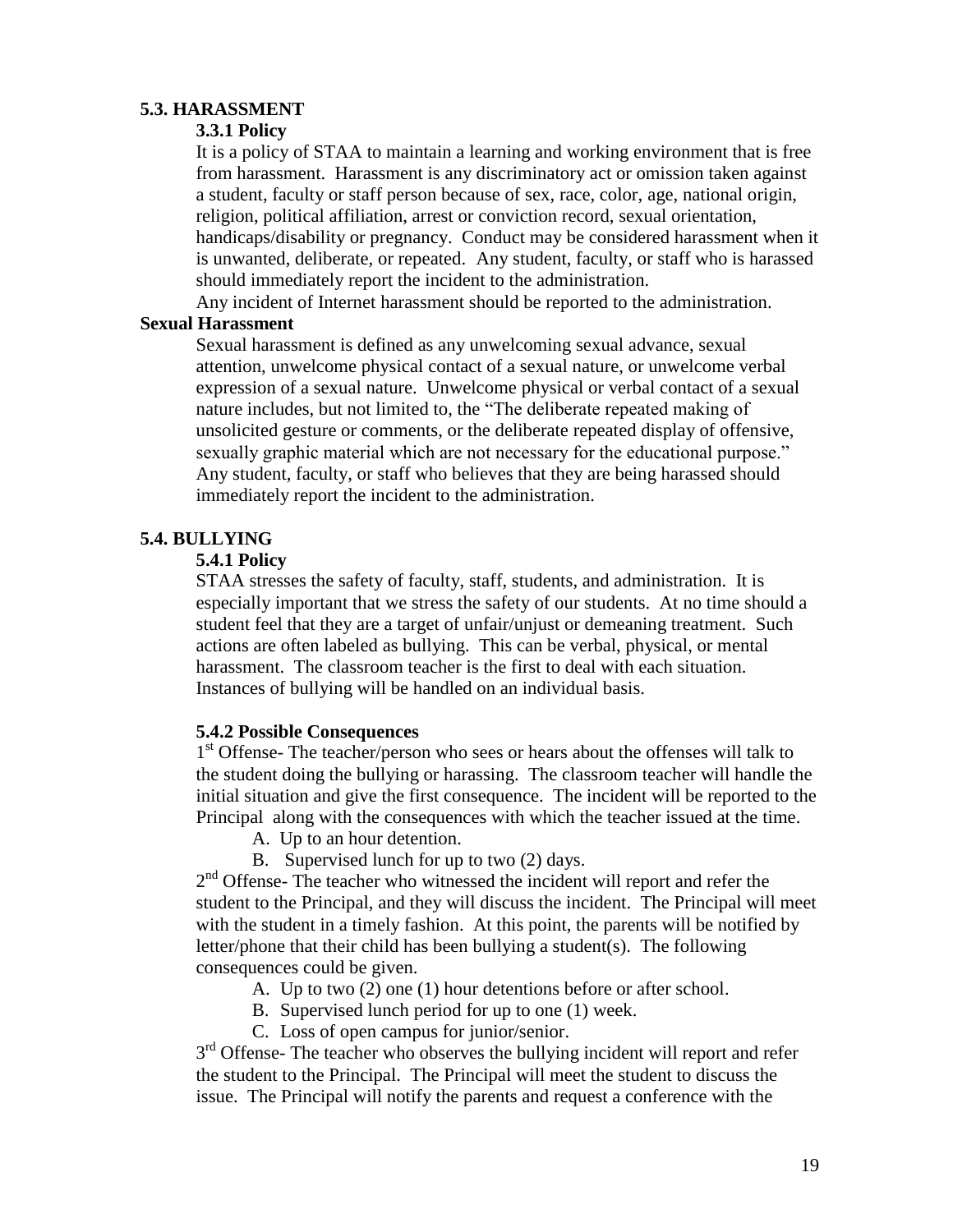## 5.3. HARASSMENT

### 3.3.1 Policy

It is a policy of STAA to maintain a learning and working environment that is free from harassment. Harassment is any discriminatory act or omission taken against a student, faculty or staff person because of sex, race, color, age, national origin, religion, political affiliation, arrest or conviction record, sexual orientation, handicaps/disability or pregnancy. Conduct may be considered harassment when it is unwanted, deliberate, or repeated. Any student, faculty, or staff who is harassed should immediately report the incident to the administration.

Any incident of Internet harassment should be reported to the administration.

### Sexual Harassment

Sexual harassment is defined as any unwelcoming sexual advance, sexual attention, unwelcome physical contact of a sexual nature, or unwelcome verbal expression of a sexual nature. Unwelcome physical or verbal contact of a sexual nature includes, but not limited to, the "The deliberate repeated making of unsolicited gesture or comments, or the deliberate repeated display of offensive, sexually graphic material which are not necessary for the educational purpose." Any student, faculty, or staff who believes that they are being harassed should immediately report the incident to the administration.

## 5.4. BULLYING

### 5.4.1 Policy

STAA stresses the safety of faculty, staff, students, and administration. It is especially important that we stress the safety of our students. At no time should a student feel that they are a target of unfair/unjust or demeaning treatment. Such actions are often labeled as bullying. This can be verbal, physical, or mental harassment. The classroom teacher is the first to deal with each situation. Instances of bullying will be handled on an individual basis.

### 5.4.2 Possible Consequences

1st Offense- The teacher/person who sees or hears about the offenses will talk to the student doing the bullying or harassing. The classroom teacher will handle the initial situation and give the first consequence. The incident will be reported to the Principal along with the consequences with which the teacher issued at the time.

A. Up to an hour detention.
B. Supervised lunch for up to two (2) days.

2nd Offense- The teacher who witnessed the incident will report and refer the student to the Principal, and they will discuss the incident. The Principal will meet with the student in a timely fashion. At this point, the parents will be notified by letter/phone that their child has been bullying a student(s). The following consequences could be given.

A. Up to two (2) one (1) hour detentions before or after school.
B. Supervised lunch period for up to one (1) week.
C. Loss of open campus for junior/senior.

3rd Offense- The teacher who observes the bullying incident will report and refer the student to the Principal. The Principal will meet the student to discuss the issue. The Principal will notify the parents and request a conference with the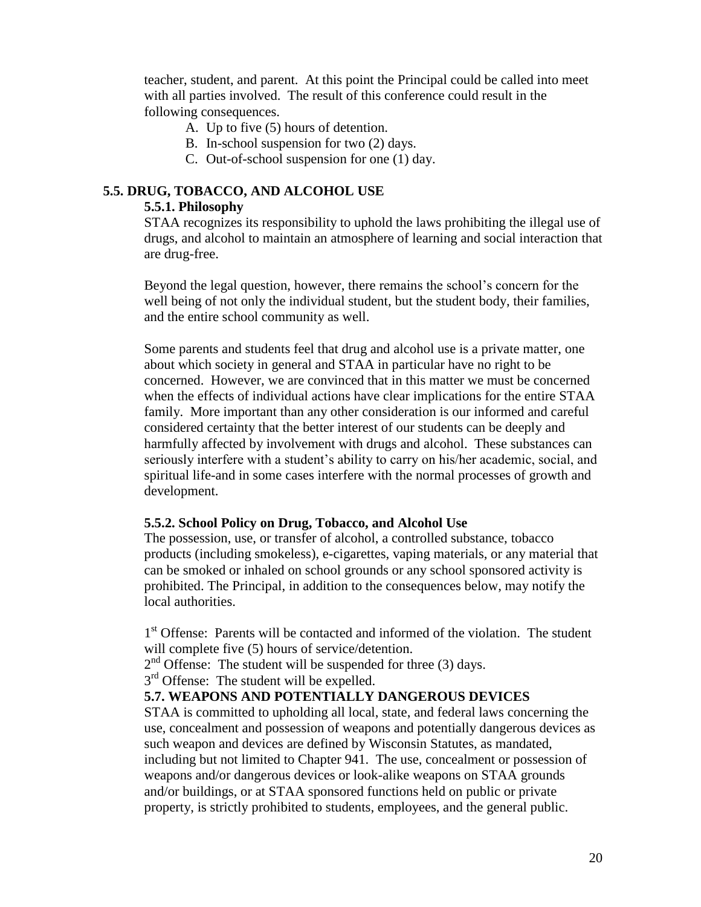teacher, student, and parent. At this point the Principal could be called into meet with all parties involved. The result of this conference could result in the following consequences.

A. Up to five (5) hours of detention.
B. In-school suspension for two (2) days.
C. Out-of-school suspension for one (1) day.

## 5.5. DRUG, TOBACCO, AND ALCOHOL USE

### 5.5.1. Philosophy

STAA recognizes its responsibility to uphold the laws prohibiting the illegal use of drugs, and alcohol to maintain an atmosphere of learning and social interaction that are drug-free.

Beyond the legal question, however, there remains the school's concern for the well being of not only the individual student, but the student body, their families, and the entire school community as well.

Some parents and students feel that drug and alcohol use is a private matter, one about which society in general and STAA in particular have no right to be concerned. However, we are convinced that in this matter we must be concerned when the effects of individual actions have clear implications for the entire STAA family. More important than any other consideration is our informed and careful considered certainty that the better interest of our students can be deeply and harmfully affected by involvement with drugs and alcohol. These substances can seriously interfere with a student's ability to carry on his/her academic, social, and spiritual life-and in some cases interfere with the normal processes of growth and development.

### 5.5.2. School Policy on Drug, Tobacco, and Alcohol Use

The possession, use, or transfer of alcohol, a controlled substance, tobacco products (including smokeless), e-cigarettes, vaping materials, or any material that can be smoked or inhaled on school grounds or any school sponsored activity is prohibited. The Principal, in addition to the consequences below, may notify the local authorities.

1st Offense: Parents will be contacted and informed of the violation. The student will complete five (5) hours of service/detention.
2nd Offense: The student will be suspended for three (3) days.
3rd Offense: The student will be expelled.

## 5.7. WEAPONS AND POTENTIALLY DANGEROUS DEVICES

STAA is committed to upholding all local, state, and federal laws concerning the use, concealment and possession of weapons and potentially dangerous devices as such weapon and devices are defined by Wisconsin Statutes, as mandated, including but not limited to Chapter 941. The use, concealment or possession of weapons and/or dangerous devices or look-alike weapons on STAA grounds and/or buildings, or at STAA sponsored functions held on public or private property, is strictly prohibited to students, employees, and the general public.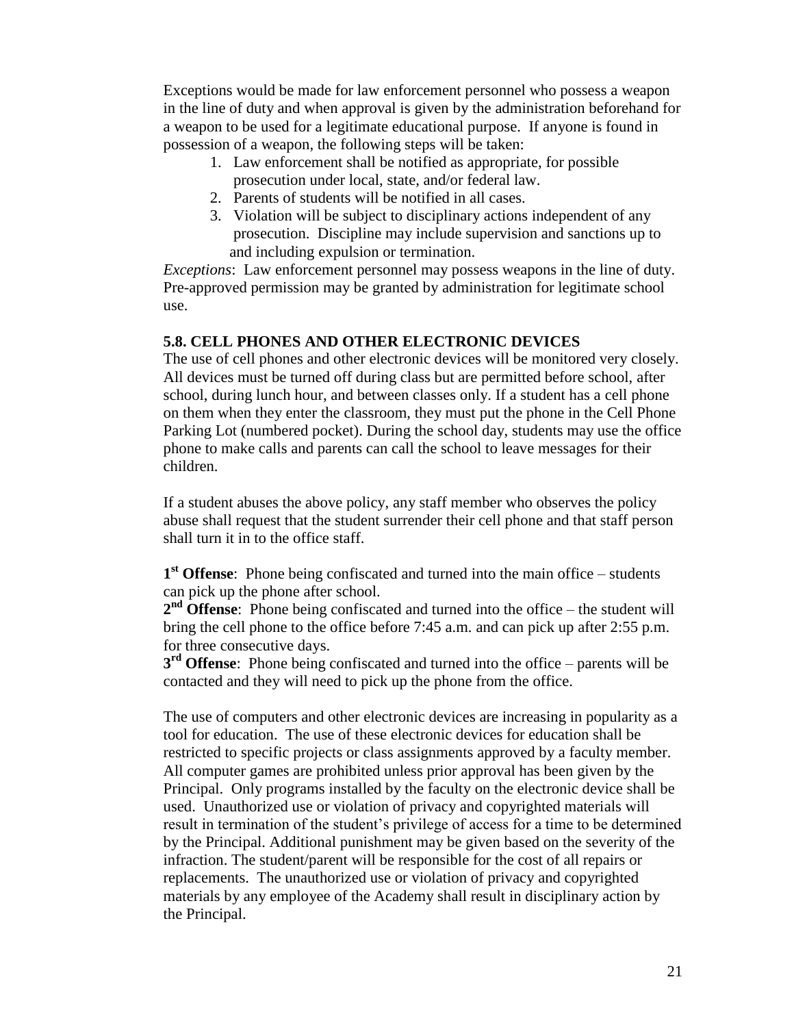Exceptions would be made for law enforcement personnel who possess a weapon in the line of duty and when approval is given by the administration beforehand for a weapon to be used for a legitimate educational purpose. If anyone is found in possession of a weapon, the following steps will be taken:

1. Law enforcement shall be notified as appropriate, for possible prosecution under local, state, and/or federal law.
2. Parents of students will be notified in all cases.
3. Violation will be subject to disciplinary actions independent of any prosecution. Discipline may include supervision and sanctions up to and including expulsion or termination.

*Exceptions*: Law enforcement personnel may possess weapons in the line of duty. Pre-approved permission may be granted by administration for legitimate school use.

### 5.8. CELL PHONES AND OTHER ELECTRONIC DEVICES

The use of cell phones and other electronic devices will be monitored very closely. All devices must be turned off during class but are permitted before school, after school, during lunch hour, and between classes only. If a student has a cell phone on them when they enter the classroom, they must put the phone in the Cell Phone Parking Lot (numbered pocket). During the school day, students may use the office phone to make calls and parents can call the school to leave messages for their children.

If a student abuses the above policy, any staff member who observes the policy abuse shall request that the student surrender their cell phone and that staff person shall turn it in to the office staff.

**1st Offense**: Phone being confiscated and turned into the main office – students can pick up the phone after school.
**2nd Offense**: Phone being confiscated and turned into the office – the student will bring the cell phone to the office before 7:45 a.m. and can pick up after 2:55 p.m. for three consecutive days.
**3rd Offense**: Phone being confiscated and turned into the office – parents will be contacted and they will need to pick up the phone from the office.

The use of computers and other electronic devices are increasing in popularity as a tool for education. The use of these electronic devices for education shall be restricted to specific projects or class assignments approved by a faculty member. All computer games are prohibited unless prior approval has been given by the Principal. Only programs installed by the faculty on the electronic device shall be used. Unauthorized use or violation of privacy and copyrighted materials will result in termination of the student's privilege of access for a time to be determined by the Principal. Additional punishment may be given based on the severity of the infraction. The student/parent will be responsible for the cost of all repairs or replacements. The unauthorized use or violation of privacy and copyrighted materials by any employee of the Academy shall result in disciplinary action by the Principal.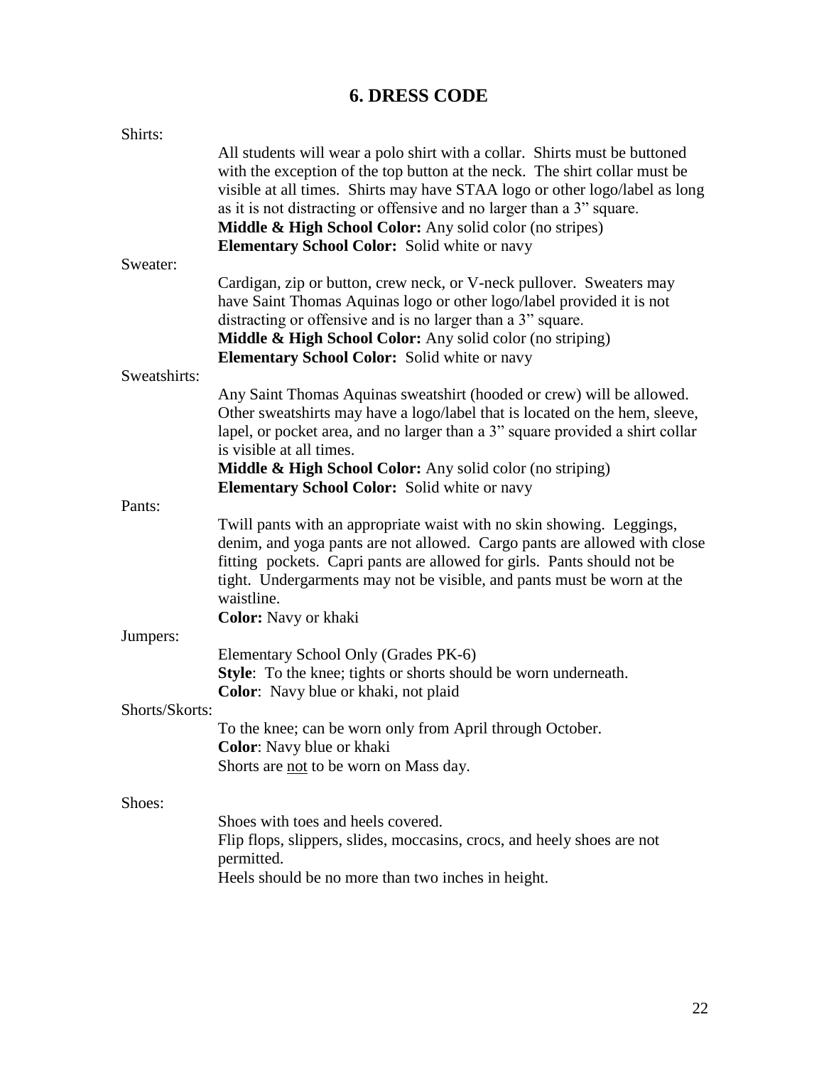# 6. DRESS CODE

Shirts:

All students will wear a polo shirt with a collar. Shirts must be buttoned with the exception of the top button at the neck. The shirt collar must be visible at all times. Shirts may have STAA logo or other logo/label as long as it is not distracting or offensive and no larger than a 3" square.
**Middle & High School Color:** Any solid color (no stripes)
**Elementary School Color:** Solid white or navy

Sweater:

Cardigan, zip or button, crew neck, or V-neck pullover. Sweaters may have Saint Thomas Aquinas logo or other logo/label provided it is not distracting or offensive and is no larger than a 3" square.
**Middle & High School Color:** Any solid color (no striping)
**Elementary School Color:** Solid white or navy

Sweatshirts:

Any Saint Thomas Aquinas sweatshirt (hooded or crew) will be allowed. Other sweatshirts may have a logo/label that is located on the hem, sleeve, lapel, or pocket area, and no larger than a 3" square provided a shirt collar is visible at all times.
**Middle & High School Color:** Any solid color (no striping)
**Elementary School Color:** Solid white or navy

Pants:

Twill pants with an appropriate waist with no skin showing. Leggings, denim, and yoga pants are not allowed. Cargo pants are allowed with close fitting pockets. Capri pants are allowed for girls. Pants should not be tight. Undergarments may not be visible, and pants must be worn at the waistline.
**Color:** Navy or khaki

Jumpers:

Elementary School Only (Grades PK-6)
**Style**: To the knee; tights or shorts should be worn underneath.
**Color**: Navy blue or khaki, not plaid

Shorts/Skorts:

To the knee; can be worn only from April through October.
**Color**: Navy blue or khaki
Shorts are <u>not</u> to be worn on Mass day.

Shoes:

Shoes with toes and heels covered.
Flip flops, slippers, slides, moccasins, crocs, and heely shoes are not permitted.
Heels should be no more than two inches in height.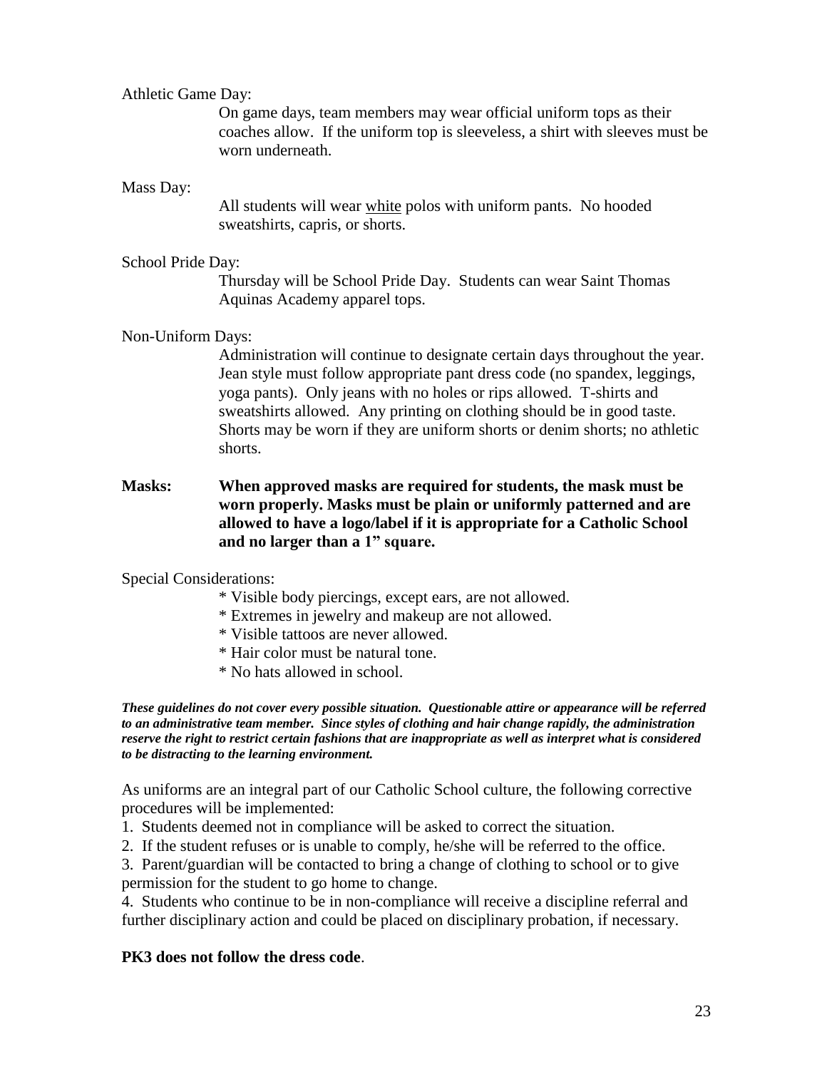Athletic Game Day:

On game days, team members may wear official uniform tops as their coaches allow. If the uniform top is sleeveless, a shirt with sleeves must be worn underneath.

Mass Day:

All students will wear <u>white</u> polos with uniform pants. No hooded sweatshirts, capris, or shorts.

School Pride Day:

Thursday will be School Pride Day. Students can wear Saint Thomas Aquinas Academy apparel tops.

Non-Uniform Days:

Administration will continue to designate certain days throughout the year. Jean style must follow appropriate pant dress code (no spandex, leggings, yoga pants). Only jeans with no holes or rips allowed. T-shirts and sweatshirts allowed. Any printing on clothing should be in good taste. Shorts may be worn if they are uniform shorts or denim shorts; no athletic shorts.

**Masks: When approved masks are required for students, the mask must be worn properly. Masks must be plain or uniformly patterned and are allowed to have a logo/label if it is appropriate for a Catholic School and no larger than a 1" square.**

Special Considerations:

* Visible body piercings, except ears, are not allowed.
* Extremes in jewelry and makeup are not allowed.
* Visible tattoos are never allowed.
* Hair color must be natural tone.
* No hats allowed in school.

***These guidelines do not cover every possible situation. Questionable attire or appearance will be referred to an administrative team member. Since styles of clothing and hair change rapidly, the administration reserve the right to restrict certain fashions that are inappropriate as well as interpret what is considered to be distracting to the learning environment.***

As uniforms are an integral part of our Catholic School culture, the following corrective procedures will be implemented:

1. Students deemed not in compliance will be asked to correct the situation.
2. If the student refuses or is unable to comply, he/she will be referred to the office.
3. Parent/guardian will be contacted to bring a change of clothing to school or to give permission for the student to go home to change.
4. Students who continue to be in non-compliance will receive a discipline referral and further disciplinary action and could be placed on disciplinary probation, if necessary.

**PK3 does not follow the dress code**.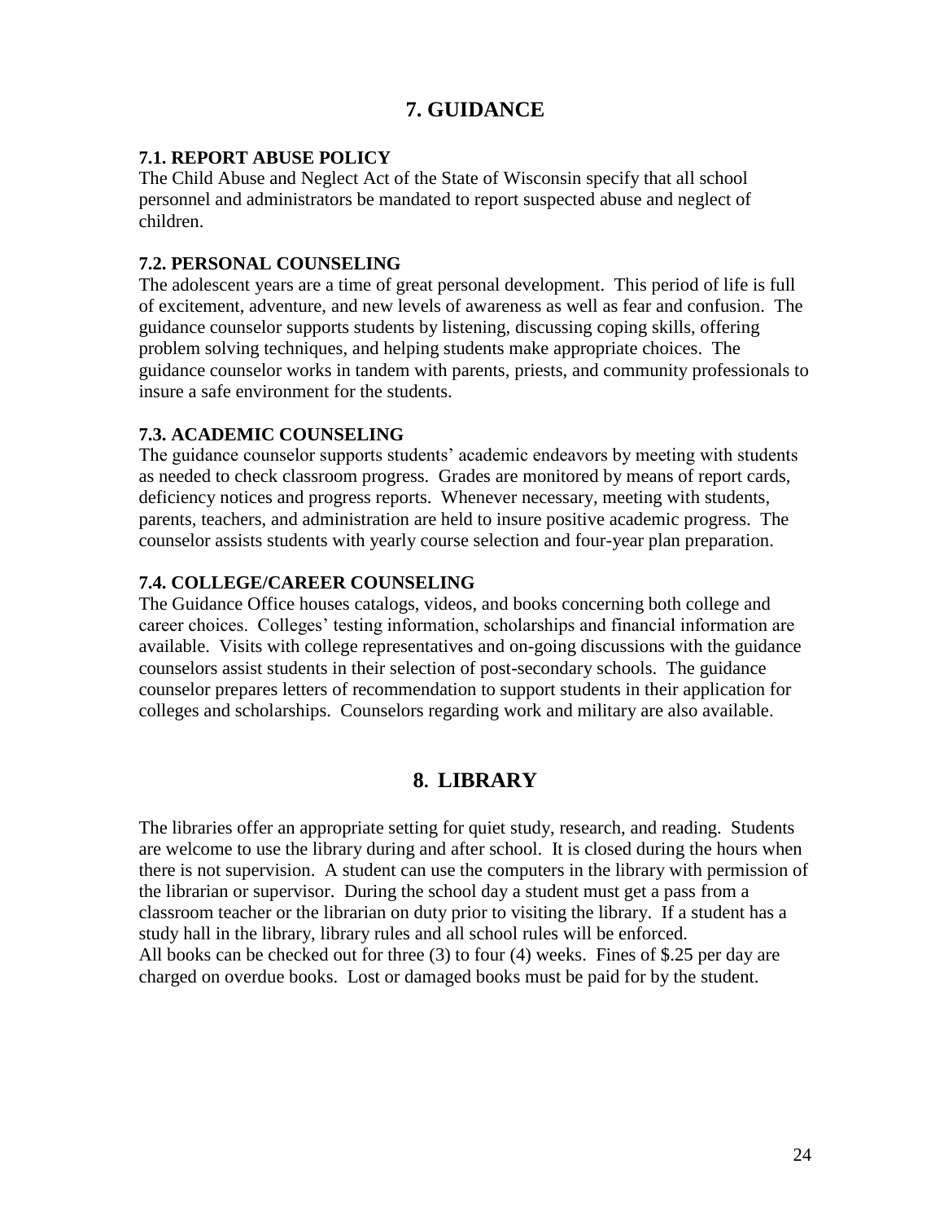# 7. GUIDANCE

### 7.1. REPORT ABUSE POLICY

The Child Abuse and Neglect Act of the State of Wisconsin specify that all school personnel and administrators be mandated to report suspected abuse and neglect of children.

### 7.2. PERSONAL COUNSELING

The adolescent years are a time of great personal development. This period of life is full of excitement, adventure, and new levels of awareness as well as fear and confusion. The guidance counselor supports students by listening, discussing coping skills, offering problem solving techniques, and helping students make appropriate choices. The guidance counselor works in tandem with parents, priests, and community professionals to insure a safe environment for the students.

### 7.3. ACADEMIC COUNSELING

The guidance counselor supports students' academic endeavors by meeting with students as needed to check classroom progress. Grades are monitored by means of report cards, deficiency notices and progress reports. Whenever necessary, meeting with students, parents, teachers, and administration are held to insure positive academic progress. The counselor assists students with yearly course selection and four-year plan preparation.

### 7.4. COLLEGE/CAREER COUNSELING

The Guidance Office houses catalogs, videos, and books concerning both college and career choices. Colleges' testing information, scholarships and financial information are available. Visits with college representatives and on-going discussions with the guidance counselors assist students in their selection of post-secondary schools. The guidance counselor prepares letters of recommendation to support students in their application for colleges and scholarships. Counselors regarding work and military are also available.

# 8. LIBRARY

The libraries offer an appropriate setting for quiet study, research, and reading. Students are welcome to use the library during and after school. It is closed during the hours when there is not supervision. A student can use the computers in the library with permission of the librarian or supervisor. During the school day a student must get a pass from a classroom teacher or the librarian on duty prior to visiting the library. If a student has a study hall in the library, library rules and all school rules will be enforced.
All books can be checked out for three (3) to four (4) weeks. Fines of $.25 per day are charged on overdue books. Lost or damaged books must be paid for by the student.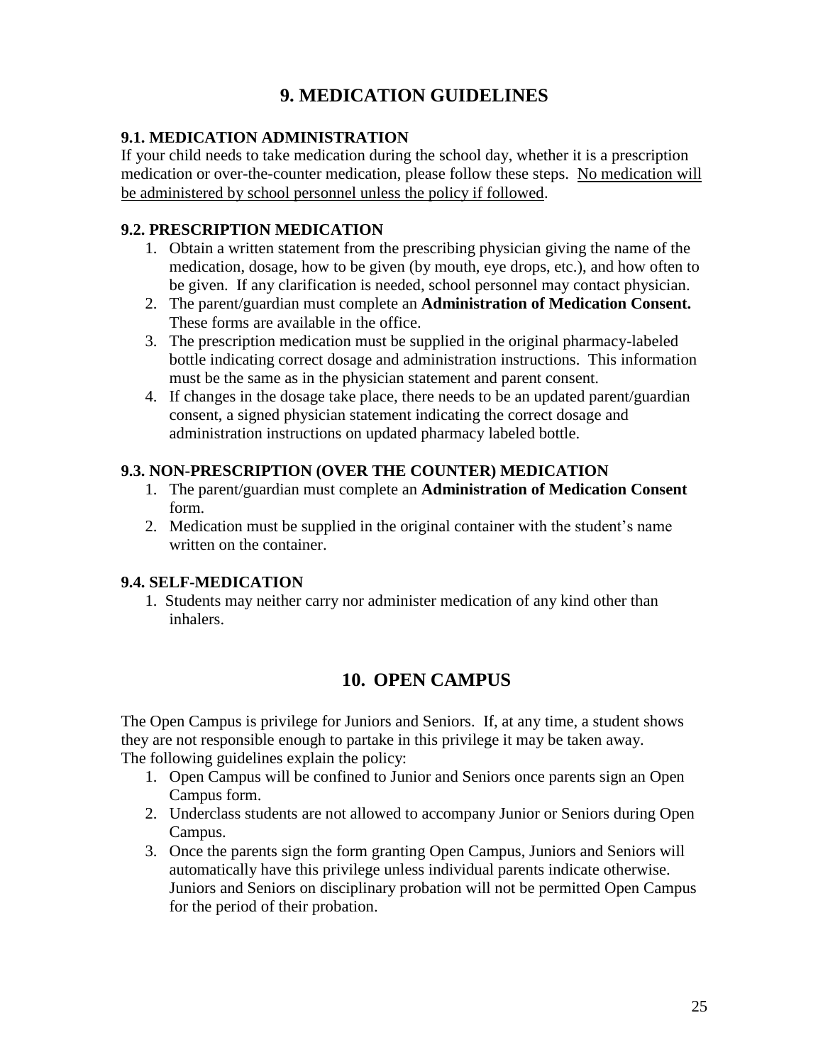# 9. MEDICATION GUIDELINES

### 9.1. MEDICATION ADMINISTRATION

If your child needs to take medication during the school day, whether it is a prescription medication or over-the-counter medication, please follow these steps. <u>No medication will be administered by school personnel unless the policy if followed</u>.

### 9.2. PRESCRIPTION MEDICATION

1. Obtain a written statement from the prescribing physician giving the name of the medication, dosage, how to be given (by mouth, eye drops, etc.), and how often to be given. If any clarification is needed, school personnel may contact physician.
2. The parent/guardian must complete an **Administration of Medication Consent.** These forms are available in the office.
3. The prescription medication must be supplied in the original pharmacy-labeled bottle indicating correct dosage and administration instructions. This information must be the same as in the physician statement and parent consent.
4. If changes in the dosage take place, there needs to be an updated parent/guardian consent, a signed physician statement indicating the correct dosage and administration instructions on updated pharmacy labeled bottle.

### 9.3. NON-PRESCRIPTION (OVER THE COUNTER) MEDICATION

1. The parent/guardian must complete an **Administration of Medication Consent** form.
2. Medication must be supplied in the original container with the student's name written on the container.

### 9.4. SELF-MEDICATION

1. Students may neither carry nor administer medication of any kind other than inhalers.

# 10. OPEN CAMPUS

The Open Campus is privilege for Juniors and Seniors. If, at any time, a student shows they are not responsible enough to partake in this privilege it may be taken away. The following guidelines explain the policy:

1. Open Campus will be confined to Junior and Seniors once parents sign an Open Campus form.
2. Underclass students are not allowed to accompany Junior or Seniors during Open Campus.
3. Once the parents sign the form granting Open Campus, Juniors and Seniors will automatically have this privilege unless individual parents indicate otherwise. Juniors and Seniors on disciplinary probation will not be permitted Open Campus for the period of their probation.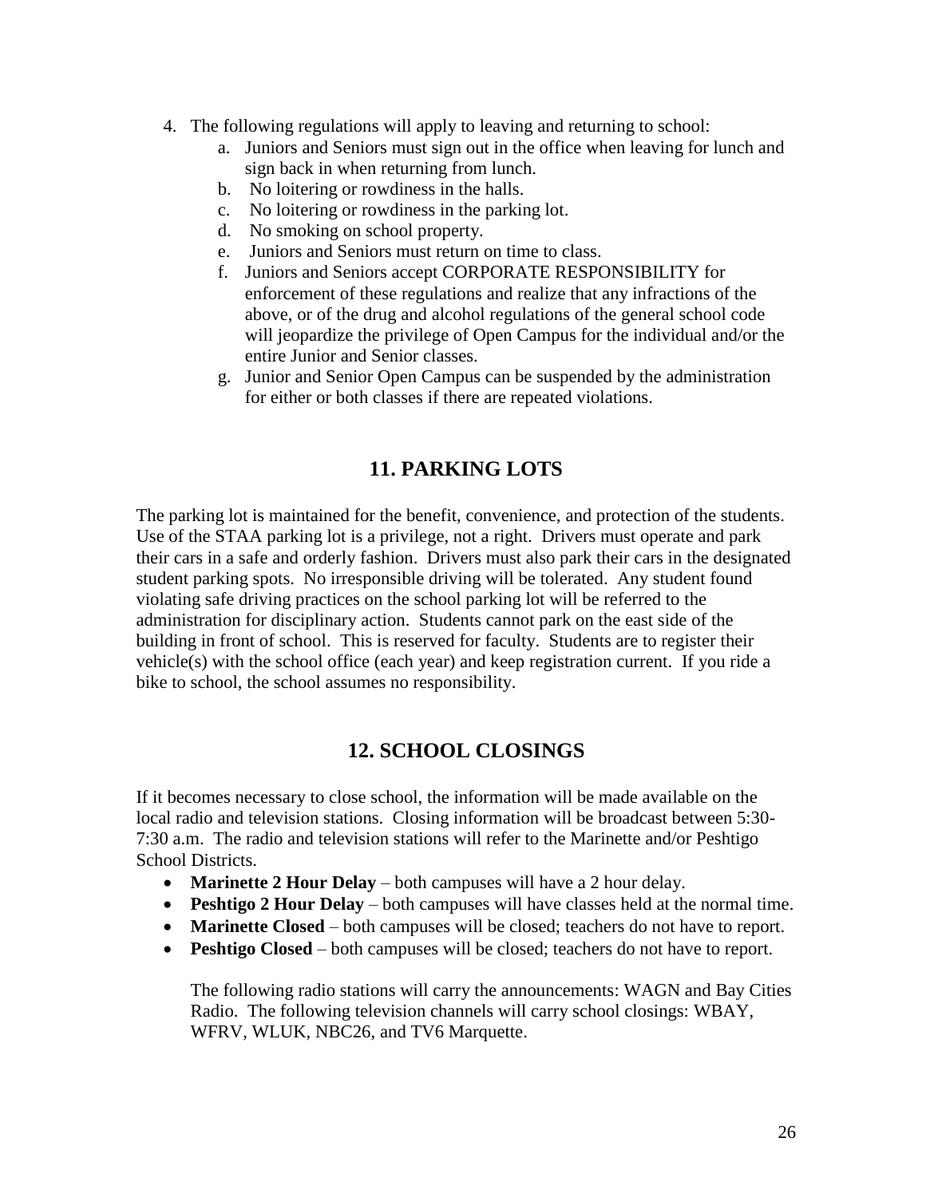4. The following regulations will apply to leaving and returning to school:
    a. Juniors and Seniors must sign out in the office when leaving for lunch and sign back in when returning from lunch.
    b. No loitering or rowdiness in the halls.
    c. No loitering or rowdiness in the parking lot.
    d. No smoking on school property.
    e. Juniors and Seniors must return on time to class.
    f. Juniors and Seniors accept CORPORATE RESPONSIBILITY for enforcement of these regulations and realize that any infractions of the above, or of the drug and alcohol regulations of the general school code will jeopardize the privilege of Open Campus for the individual and/or the entire Junior and Senior classes.
    g. Junior and Senior Open Campus can be suspended by the administration for either or both classes if there are repeated violations.

## 11. PARKING LOTS

The parking lot is maintained for the benefit, convenience, and protection of the students. Use of the STAA parking lot is a privilege, not a right. Drivers must operate and park their cars in a safe and orderly fashion. Drivers must also park their cars in the designated student parking spots. No irresponsible driving will be tolerated. Any student found violating safe driving practices on the school parking lot will be referred to the administration for disciplinary action. Students cannot park on the east side of the building in front of school. This is reserved for faculty. Students are to register their vehicle(s) with the school office (each year) and keep registration current. If you ride a bike to school, the school assumes no responsibility.

## 12. SCHOOL CLOSINGS

If it becomes necessary to close school, the information will be made available on the local radio and television stations. Closing information will be broadcast between 5:30-7:30 a.m. The radio and television stations will refer to the Marinette and/or Peshtigo School Districts.

- **Marinette 2 Hour Delay** – both campuses will have a 2 hour delay.
- **Peshtigo 2 Hour Delay** – both campuses will have classes held at the normal time.
- **Marinette Closed** – both campuses will be closed; teachers do not have to report.
- **Peshtigo Closed** – both campuses will be closed; teachers do not have to report.

  The following radio stations will carry the announcements: WAGN and Bay Cities Radio. The following television channels will carry school closings: WBAY, WFRV, WLUK, NBC26, and TV6 Marquette.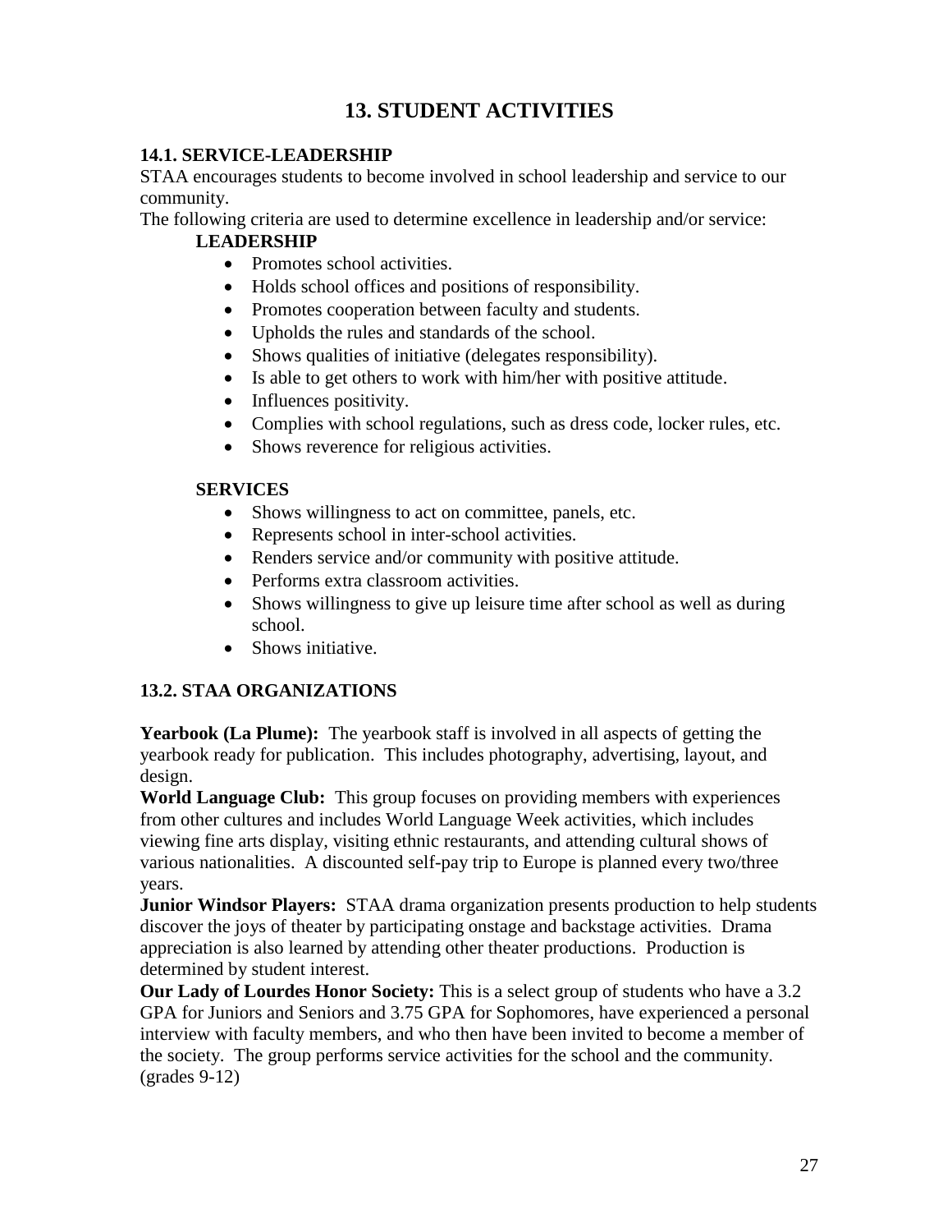# 13. STUDENT ACTIVITIES

## 14.1. SERVICE-LEADERSHIP

STAA encourages students to become involved in school leadership and service to our community.

The following criteria are used to determine excellence in leadership and/or service:

### LEADERSHIP

- Promotes school activities.
- Holds school offices and positions of responsibility.
- Promotes cooperation between faculty and students.
- Upholds the rules and standards of the school.
- Shows qualities of initiative (delegates responsibility).
- Is able to get others to work with him/her with positive attitude.
- Influences positivity.
- Complies with school regulations, such as dress code, locker rules, etc.
- Shows reverence for religious activities.

### SERVICES

- Shows willingness to act on committee, panels, etc.
- Represents school in inter-school activities.
- Renders service and/or community with positive attitude.
- Performs extra classroom activities.
- Shows willingness to give up leisure time after school as well as during school.
- Shows initiative.

## 13.2. STAA ORGANIZATIONS

**Yearbook (La Plume):** The yearbook staff is involved in all aspects of getting the yearbook ready for publication. This includes photography, advertising, layout, and design.

**World Language Club:** This group focuses on providing members with experiences from other cultures and includes World Language Week activities, which includes viewing fine arts display, visiting ethnic restaurants, and attending cultural shows of various nationalities. A discounted self-pay trip to Europe is planned every two/three years.

**Junior Windsor Players:** STAA drama organization presents production to help students discover the joys of theater by participating onstage and backstage activities. Drama appreciation is also learned by attending other theater productions. Production is determined by student interest.

**Our Lady of Lourdes Honor Society:** This is a select group of students who have a 3.2 GPA for Juniors and Seniors and 3.75 GPA for Sophomores, have experienced a personal interview with faculty members, and who then have been invited to become a member of the society. The group performs service activities for the school and the community. (grades 9-12)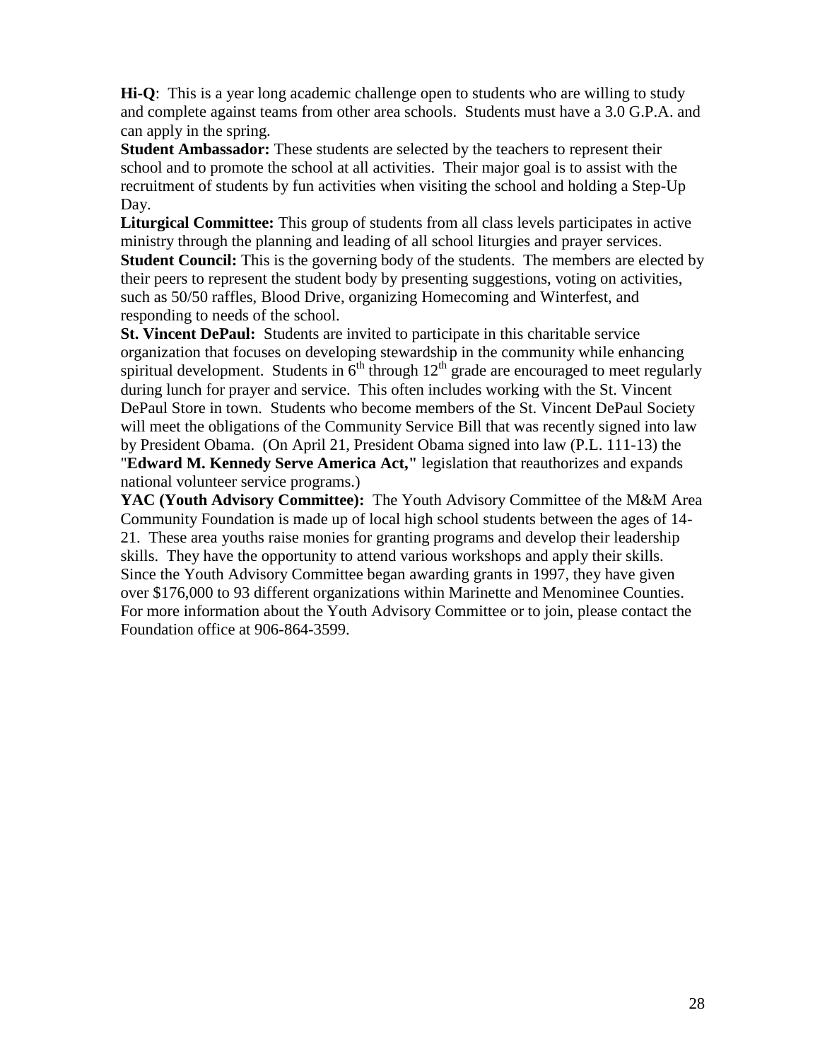**Hi-Q**: This is a year long academic challenge open to students who are willing to study and complete against teams from other area schools. Students must have a 3.0 G.P.A. and can apply in the spring.

**Student Ambassador:** These students are selected by the teachers to represent their school and to promote the school at all activities. Their major goal is to assist with the recruitment of students by fun activities when visiting the school and holding a Step-Up Day.

**Liturgical Committee:** This group of students from all class levels participates in active ministry through the planning and leading of all school liturgies and prayer services.

**Student Council:** This is the governing body of the students. The members are elected by their peers to represent the student body by presenting suggestions, voting on activities, such as 50/50 raffles, Blood Drive, organizing Homecoming and Winterfest, and responding to needs of the school.

**St. Vincent DePaul:** Students are invited to participate in this charitable service organization that focuses on developing stewardship in the community while enhancing spiritual development. Students in 6th through 12th grade are encouraged to meet regularly during lunch for prayer and service. This often includes working with the St. Vincent DePaul Store in town. Students who become members of the St. Vincent DePaul Society will meet the obligations of the Community Service Bill that was recently signed into law by President Obama. (On April 21, President Obama signed into law (P.L. 111-13) the "**Edward M. Kennedy Serve America Act,"** legislation that reauthorizes and expands national volunteer service programs.)

**YAC (Youth Advisory Committee):** The Youth Advisory Committee of the M&M Area Community Foundation is made up of local high school students between the ages of 14-21. These area youths raise monies for granting programs and develop their leadership skills. They have the opportunity to attend various workshops and apply their skills. Since the Youth Advisory Committee began awarding grants in 1997, they have given over $176,000 to 93 different organizations within Marinette and Menominee Counties. For more information about the Youth Advisory Committee or to join, please contact the Foundation office at 906-864-3599.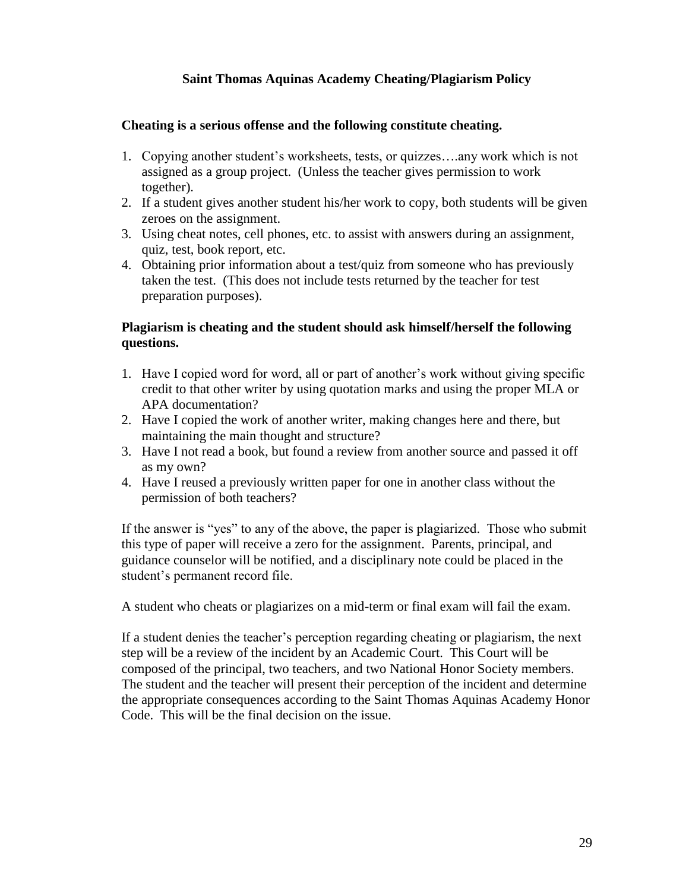## Saint Thomas Aquinas Academy Cheating/Plagiarism Policy

**Cheating is a serious offense and the following constitute cheating.**

1. Copying another student's worksheets, tests, or quizzes….any work which is not assigned as a group project. (Unless the teacher gives permission to work together).
2. If a student gives another student his/her work to copy, both students will be given zeroes on the assignment.
3. Using cheat notes, cell phones, etc. to assist with answers during an assignment, quiz, test, book report, etc.
4. Obtaining prior information about a test/quiz from someone who has previously taken the test. (This does not include tests returned by the teacher for test preparation purposes).

**Plagiarism is cheating and the student should ask himself/herself the following questions.**

1. Have I copied word for word, all or part of another's work without giving specific credit to that other writer by using quotation marks and using the proper MLA or APA documentation?
2. Have I copied the work of another writer, making changes here and there, but maintaining the main thought and structure?
3. Have I not read a book, but found a review from another source and passed it off as my own?
4. Have I reused a previously written paper for one in another class without the permission of both teachers?

If the answer is "yes" to any of the above, the paper is plagiarized. Those who submit this type of paper will receive a zero for the assignment. Parents, principal, and guidance counselor will be notified, and a disciplinary note could be placed in the student's permanent record file.

A student who cheats or plagiarizes on a mid-term or final exam will fail the exam.

If a student denies the teacher's perception regarding cheating or plagiarism, the next step will be a review of the incident by an Academic Court. This Court will be composed of the principal, two teachers, and two National Honor Society members. The student and the teacher will present their perception of the incident and determine the appropriate consequences according to the Saint Thomas Aquinas Academy Honor Code. This will be the final decision on the issue.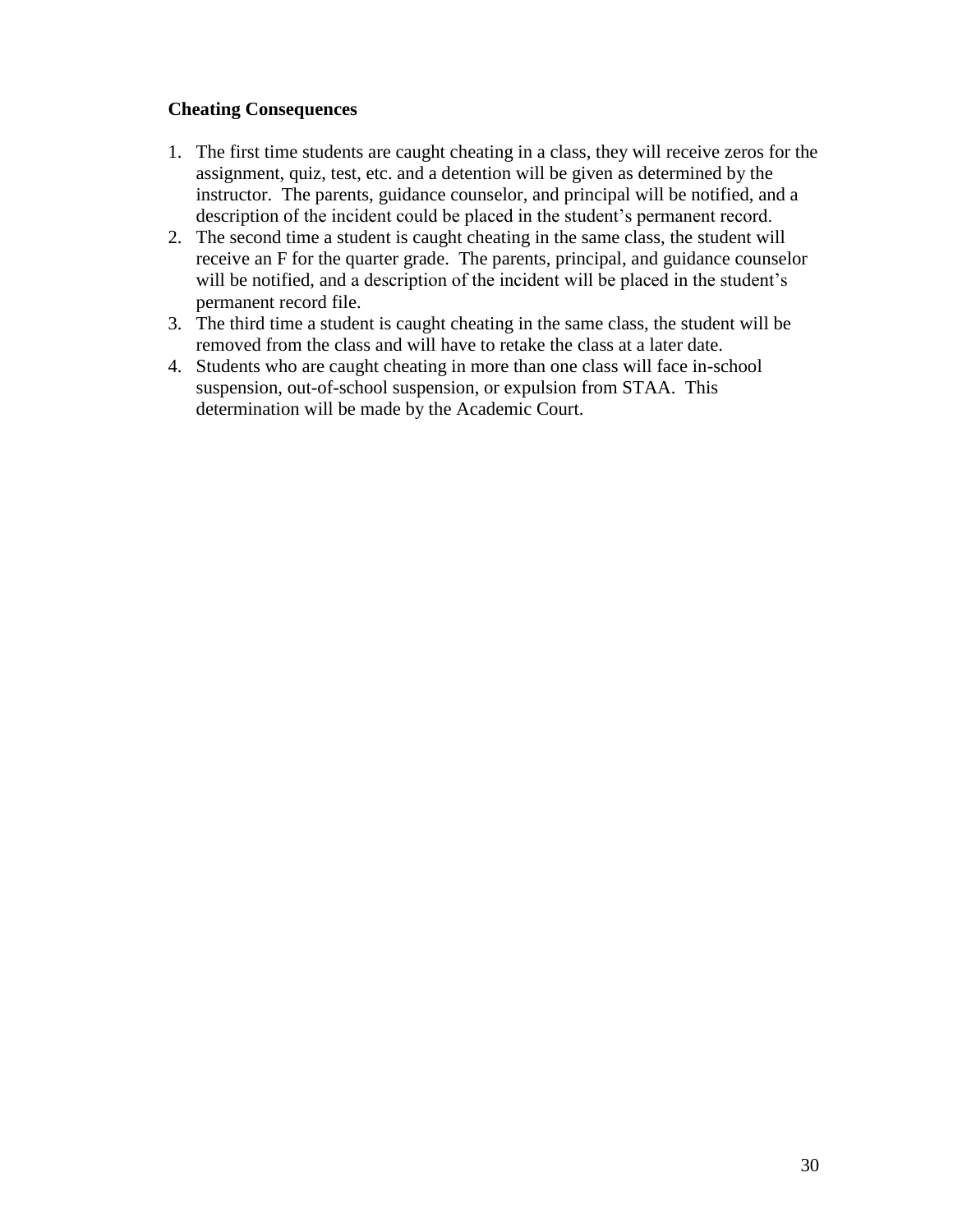**Cheating Consequences**

1. The first time students are caught cheating in a class, they will receive zeros for the assignment, quiz, test, etc. and a detention will be given as determined by the instructor. The parents, guidance counselor, and principal will be notified, and a description of the incident could be placed in the student's permanent record.
2. The second time a student is caught cheating in the same class, the student will receive an F for the quarter grade. The parents, principal, and guidance counselor will be notified, and a description of the incident will be placed in the student's permanent record file.
3. The third time a student is caught cheating in the same class, the student will be removed from the class and will have to retake the class at a later date.
4. Students who are caught cheating in more than one class will face in-school suspension, out-of-school suspension, or expulsion from STAA. This determination will be made by the Academic Court.